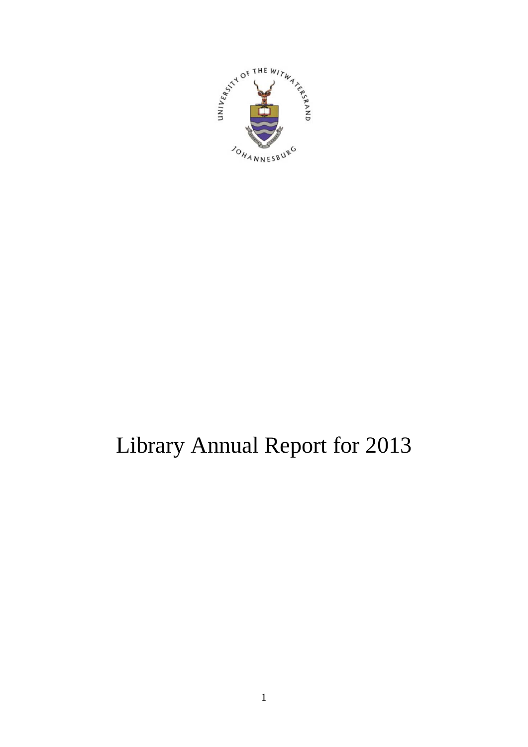# Library Annual Report for 2013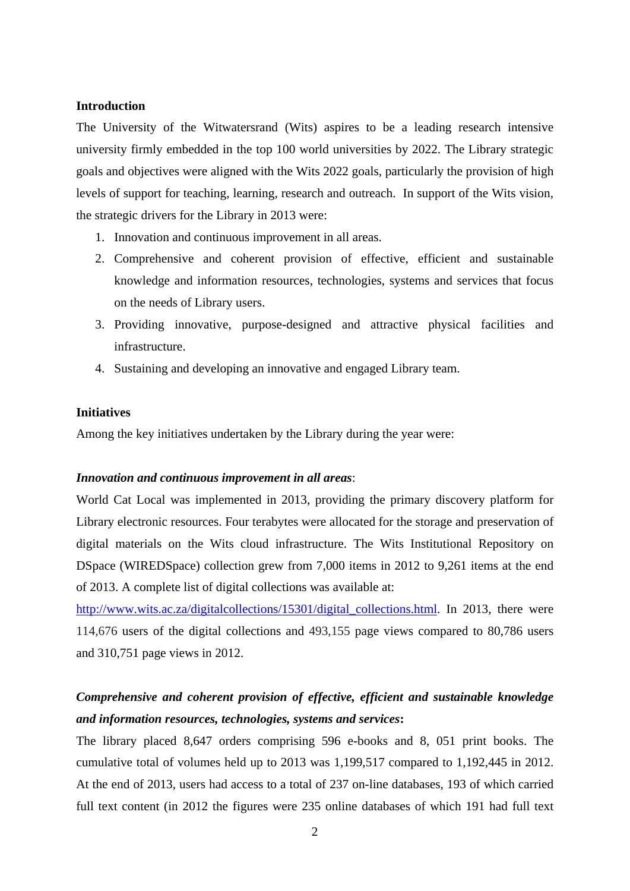**Introduction**

The University of the Witwatersrand (Wits) aspires to be a leading research intensive university firmly embedded in the top 100 world universities by 2022. The Library strategic goals and objectives were aligned with the Wits 2022 goals, particularly the provision of high levels of support for teaching, learning, research and outreach. In support of the Wits vision, the strategic drivers for the Library in 2013 were:

1. Innovation and continuous improvement in all areas.
2. Comprehensive and coherent provision of effective, efficient and sustainable knowledge and information resources, technologies, systems and services that focus on the needs of Library users.
3. Providing innovative, purpose-designed and attractive physical facilities and infrastructure.
4. Sustaining and developing an innovative and engaged Library team.

**Initiatives**

Among the key initiatives undertaken by the Library during the year were:

***Innovation and continuous improvement in all areas***:

World Cat Local was implemented in 2013, providing the primary discovery platform for Library electronic resources. Four terabytes were allocated for the storage and preservation of digital materials on the Wits cloud infrastructure. The Wits Institutional Repository on DSpace (WIREDSpace) collection grew from 7,000 items in 2012 to 9,261 items at the end of 2013. A complete list of digital collections was available at: http://www.wits.ac.za/digitalcollections/15301/digital_collections.html. In 2013, there were 114,676 users of the digital collections and 493,155 page views compared to 80,786 users and 310,751 page views in 2012.

***Comprehensive and coherent provision of effective, efficient and sustainable knowledge and information resources, technologies, systems and services*:**

The library placed 8,647 orders comprising 596 e-books and 8, 051 print books. The cumulative total of volumes held up to 2013 was 1,199,517 compared to 1,192,445 in 2012. At the end of 2013, users had access to a total of 237 on-line databases, 193 of which carried full text content (in 2012 the figures were 235 online databases of which 191 had full text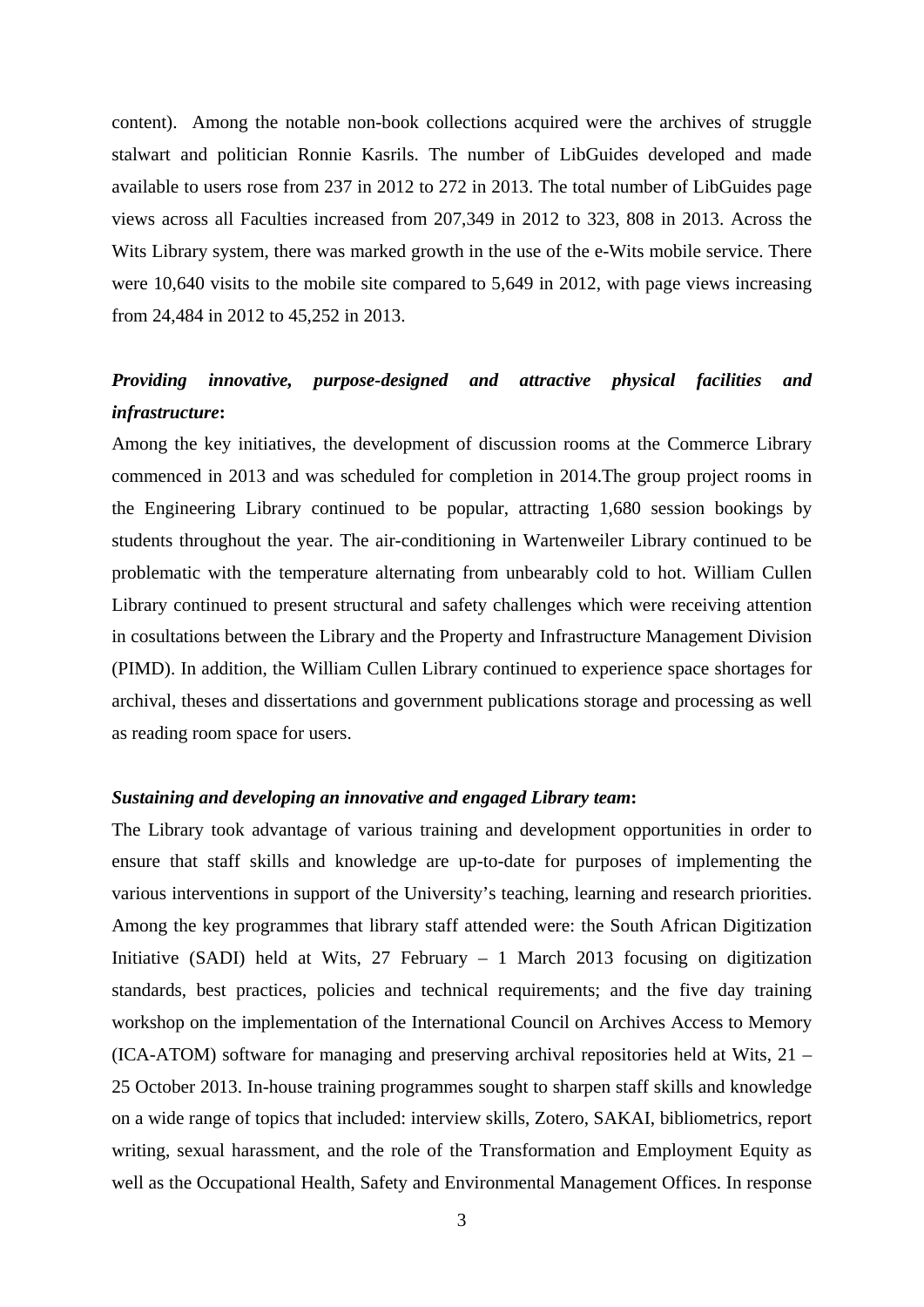content). Among the notable non-book collections acquired were the archives of struggle stalwart and politician Ronnie Kasrils. The number of LibGuides developed and made available to users rose from 237 in 2012 to 272 in 2013. The total number of LibGuides page views across all Faculties increased from 207,349 in 2012 to 323, 808 in 2013. Across the Wits Library system, there was marked growth in the use of the e-Wits mobile service. There were 10,640 visits to the mobile site compared to 5,649 in 2012, with page views increasing from 24,484 in 2012 to 45,252 in 2013.

***Providing innovative, purpose-designed and attractive physical facilities and infrastructure*:**

Among the key initiatives, the development of discussion rooms at the Commerce Library commenced in 2013 and was scheduled for completion in 2014.The group project rooms in the Engineering Library continued to be popular, attracting 1,680 session bookings by students throughout the year. The air-conditioning in Wartenweiler Library continued to be problematic with the temperature alternating from unbearably cold to hot. William Cullen Library continued to present structural and safety challenges which were receiving attention in cosultations between the Library and the Property and Infrastructure Management Division (PIMD). In addition, the William Cullen Library continued to experience space shortages for archival, theses and dissertations and government publications storage and processing as well as reading room space for users.

***Sustaining and developing an innovative and engaged Library team*:**

The Library took advantage of various training and development opportunities in order to ensure that staff skills and knowledge are up-to-date for purposes of implementing the various interventions in support of the University's teaching, learning and research priorities. Among the key programmes that library staff attended were: the South African Digitization Initiative (SADI) held at Wits, 27 February – 1 March 2013 focusing on digitization standards, best practices, policies and technical requirements; and the five day training workshop on the implementation of the International Council on Archives Access to Memory (ICA-ATOM) software for managing and preserving archival repositories held at Wits, 21 – 25 October 2013. In-house training programmes sought to sharpen staff skills and knowledge on a wide range of topics that included: interview skills, Zotero, SAKAI, bibliometrics, report writing, sexual harassment, and the role of the Transformation and Employment Equity as well as the Occupational Health, Safety and Environmental Management Offices. In response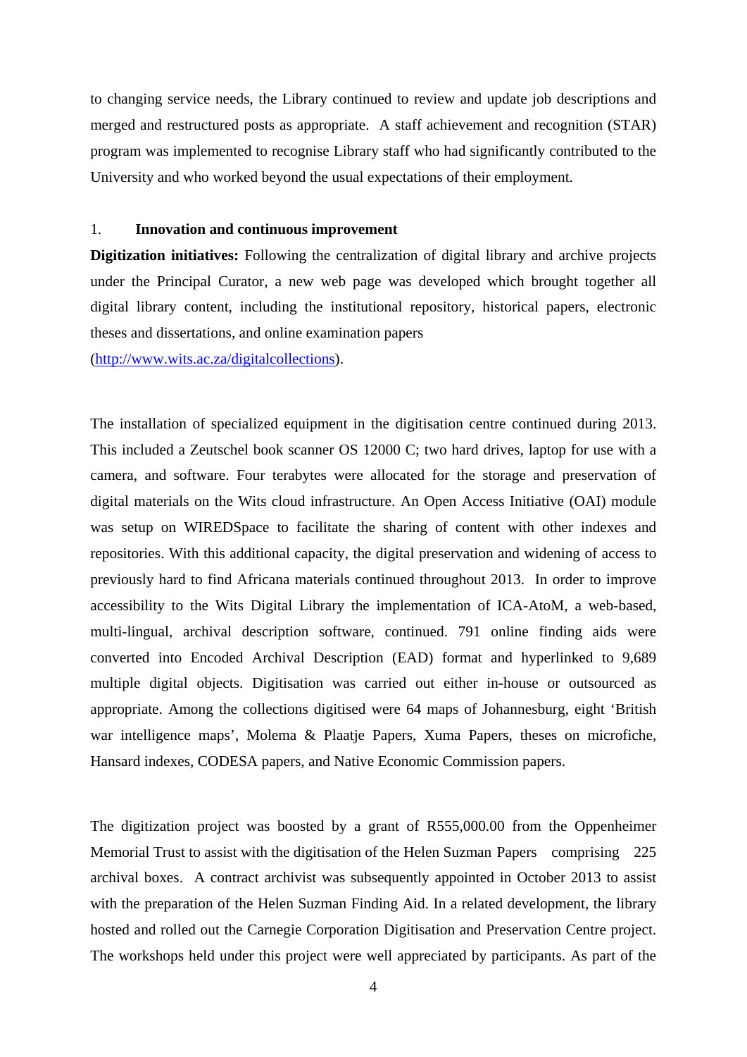to changing service needs, the Library continued to review and update job descriptions and merged and restructured posts as appropriate. A staff achievement and recognition (STAR) program was implemented to recognise Library staff who had significantly contributed to the University and who worked beyond the usual expectations of their employment.

## 1. Innovation and continuous improvement

**Digitization initiatives:** Following the centralization of digital library and archive projects under the Principal Curator, a new web page was developed which brought together all digital library content, including the institutional repository, historical papers, electronic theses and dissertations, and online examination papers (http://www.wits.ac.za/digitalcollections).

The installation of specialized equipment in the digitisation centre continued during 2013. This included a Zeutschel book scanner OS 12000 C; two hard drives, laptop for use with a camera, and software. Four terabytes were allocated for the storage and preservation of digital materials on the Wits cloud infrastructure. An Open Access Initiative (OAI) module was setup on WIREDSpace to facilitate the sharing of content with other indexes and repositories. With this additional capacity, the digital preservation and widening of access to previously hard to find Africana materials continued throughout 2013. In order to improve accessibility to the Wits Digital Library the implementation of ICA-AtoM, a web-based, multi-lingual, archival description software, continued. 791 online finding aids were converted into Encoded Archival Description (EAD) format and hyperlinked to 9,689 multiple digital objects. Digitisation was carried out either in-house or outsourced as appropriate. Among the collections digitised were 64 maps of Johannesburg, eight 'British war intelligence maps', Molema & Plaatje Papers, Xuma Papers, theses on microfiche, Hansard indexes, CODESA papers, and Native Economic Commission papers.

The digitization project was boosted by a grant of R555,000.00 from the Oppenheimer Memorial Trust to assist with the digitisation of the Helen Suzman Papers comprising 225 archival boxes. A contract archivist was subsequently appointed in October 2013 to assist with the preparation of the Helen Suzman Finding Aid. In a related development, the library hosted and rolled out the Carnegie Corporation Digitisation and Preservation Centre project. The workshops held under this project were well appreciated by participants. As part of the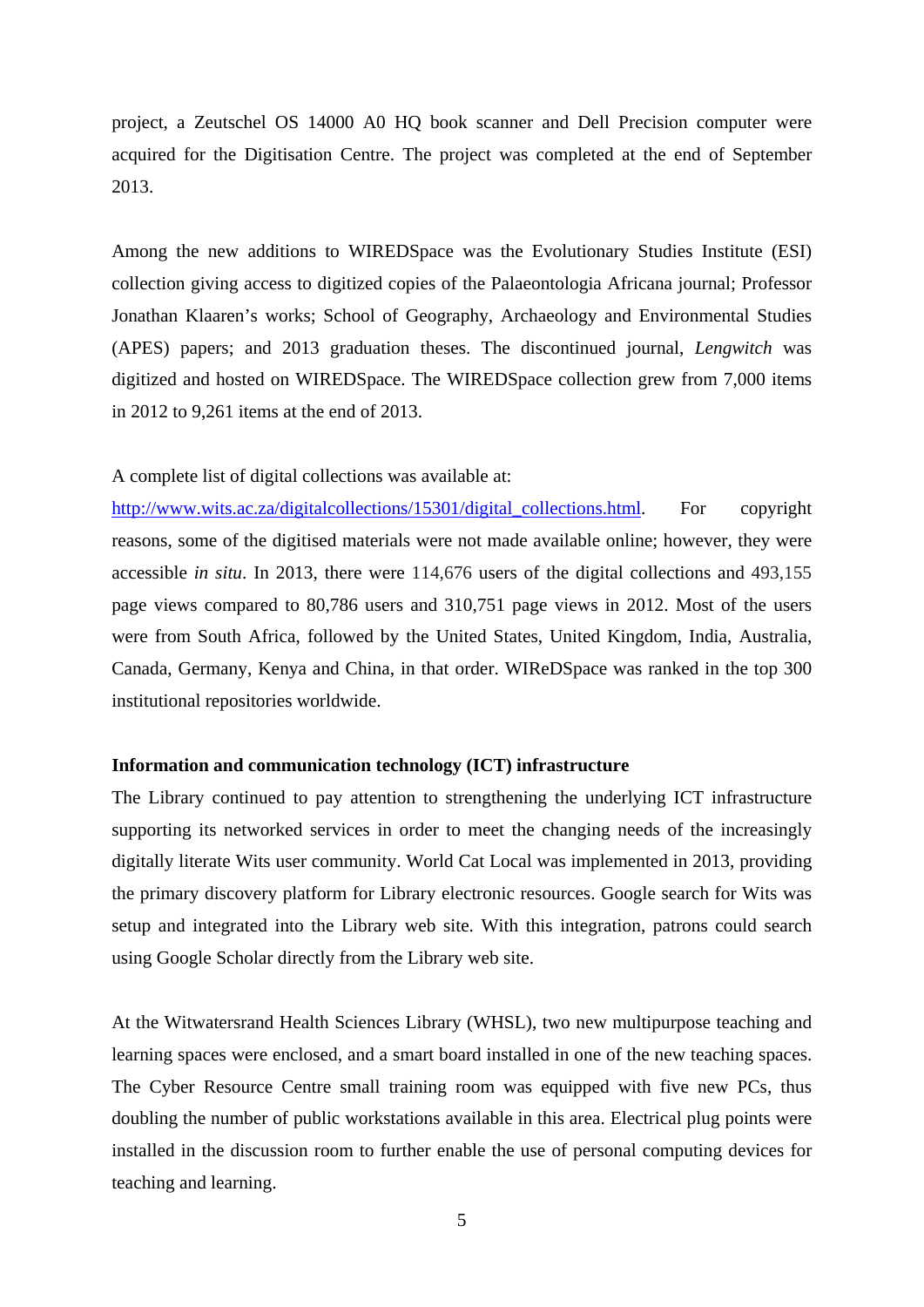project, a Zeutschel OS 14000 A0 HQ book scanner and Dell Precision computer were acquired for the Digitisation Centre. The project was completed at the end of September 2013.

Among the new additions to WIREDSpace was the Evolutionary Studies Institute (ESI) collection giving access to digitized copies of the Palaeontologia Africana journal; Professor Jonathan Klaaren's works; School of Geography, Archaeology and Environmental Studies (APES) papers; and 2013 graduation theses. The discontinued journal, *Lengwitch* was digitized and hosted on WIREDSpace. The WIREDSpace collection grew from 7,000 items in 2012 to 9,261 items at the end of 2013.

A complete list of digital collections was available at: [http://www.wits.ac.za/digitalcollections/15301/digital_collections.html](http://www.wits.ac.za/digitalcollections/15301/digital_collections.html). For copyright reasons, some of the digitised materials were not made available online; however, they were accessible *in situ*. In 2013, there were 114,676 users of the digital collections and 493,155 page views compared to 80,786 users and 310,751 page views in 2012. Most of the users were from South Africa, followed by the United States, United Kingdom, India, Australia, Canada, Germany, Kenya and China, in that order. WIReDSpace was ranked in the top 300 institutional repositories worldwide.

**Information and communication technology (ICT) infrastructure**

The Library continued to pay attention to strengthening the underlying ICT infrastructure supporting its networked services in order to meet the changing needs of the increasingly digitally literate Wits user community. World Cat Local was implemented in 2013, providing the primary discovery platform for Library electronic resources. Google search for Wits was setup and integrated into the Library web site. With this integration, patrons could search using Google Scholar directly from the Library web site.

At the Witwatersrand Health Sciences Library (WHSL), two new multipurpose teaching and learning spaces were enclosed, and a smart board installed in one of the new teaching spaces. The Cyber Resource Centre small training room was equipped with five new PCs, thus doubling the number of public workstations available in this area. Electrical plug points were installed in the discussion room to further enable the use of personal computing devices for teaching and learning.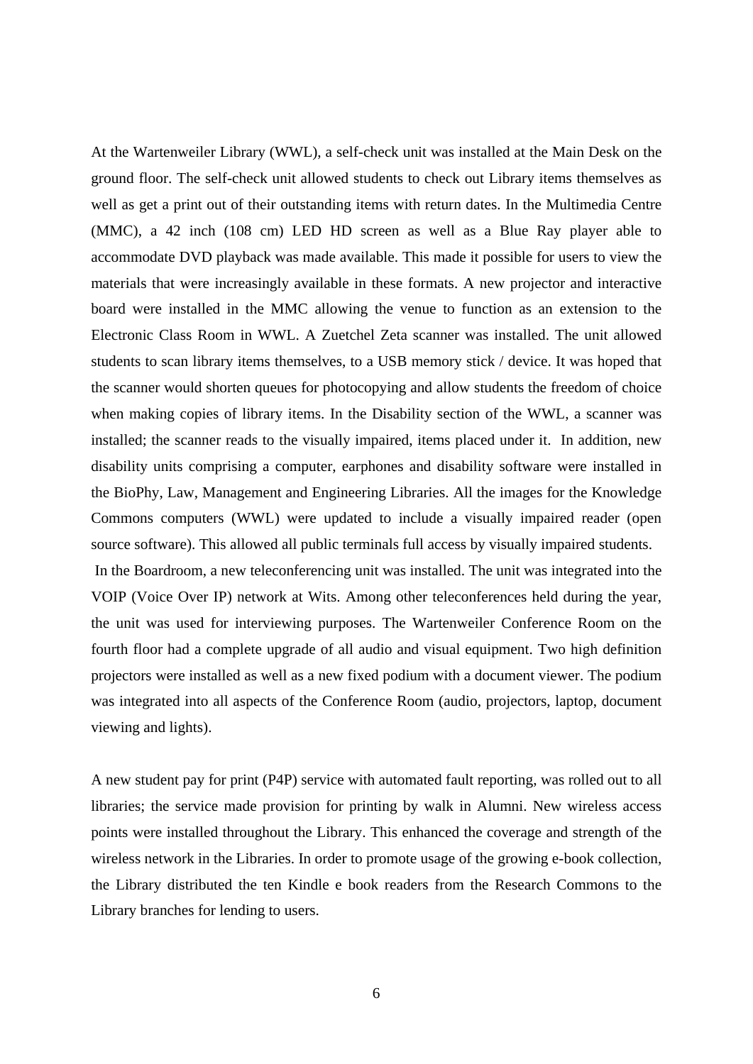At the Wartenweiler Library (WWL), a self-check unit was installed at the Main Desk on the ground floor. The self-check unit allowed students to check out Library items themselves as well as get a print out of their outstanding items with return dates. In the Multimedia Centre (MMC), a 42 inch (108 cm) LED HD screen as well as a Blue Ray player able to accommodate DVD playback was made available. This made it possible for users to view the materials that were increasingly available in these formats. A new projector and interactive board were installed in the MMC allowing the venue to function as an extension to the Electronic Class Room in WWL. A Zuetchel Zeta scanner was installed. The unit allowed students to scan library items themselves, to a USB memory stick / device. It was hoped that the scanner would shorten queues for photocopying and allow students the freedom of choice when making copies of library items. In the Disability section of the WWL, a scanner was installed; the scanner reads to the visually impaired, items placed under it. In addition, new disability units comprising a computer, earphones and disability software were installed in the BioPhy, Law, Management and Engineering Libraries. All the images for the Knowledge Commons computers (WWL) were updated to include a visually impaired reader (open source software). This allowed all public terminals full access by visually impaired students.

In the Boardroom, a new teleconferencing unit was installed. The unit was integrated into the VOIP (Voice Over IP) network at Wits. Among other teleconferences held during the year, the unit was used for interviewing purposes. The Wartenweiler Conference Room on the fourth floor had a complete upgrade of all audio and visual equipment. Two high definition projectors were installed as well as a new fixed podium with a document viewer. The podium was integrated into all aspects of the Conference Room (audio, projectors, laptop, document viewing and lights).

A new student pay for print (P4P) service with automated fault reporting, was rolled out to all libraries; the service made provision for printing by walk in Alumni. New wireless access points were installed throughout the Library. This enhanced the coverage and strength of the wireless network in the Libraries. In order to promote usage of the growing e-book collection, the Library distributed the ten Kindle e book readers from the Research Commons to the Library branches for lending to users.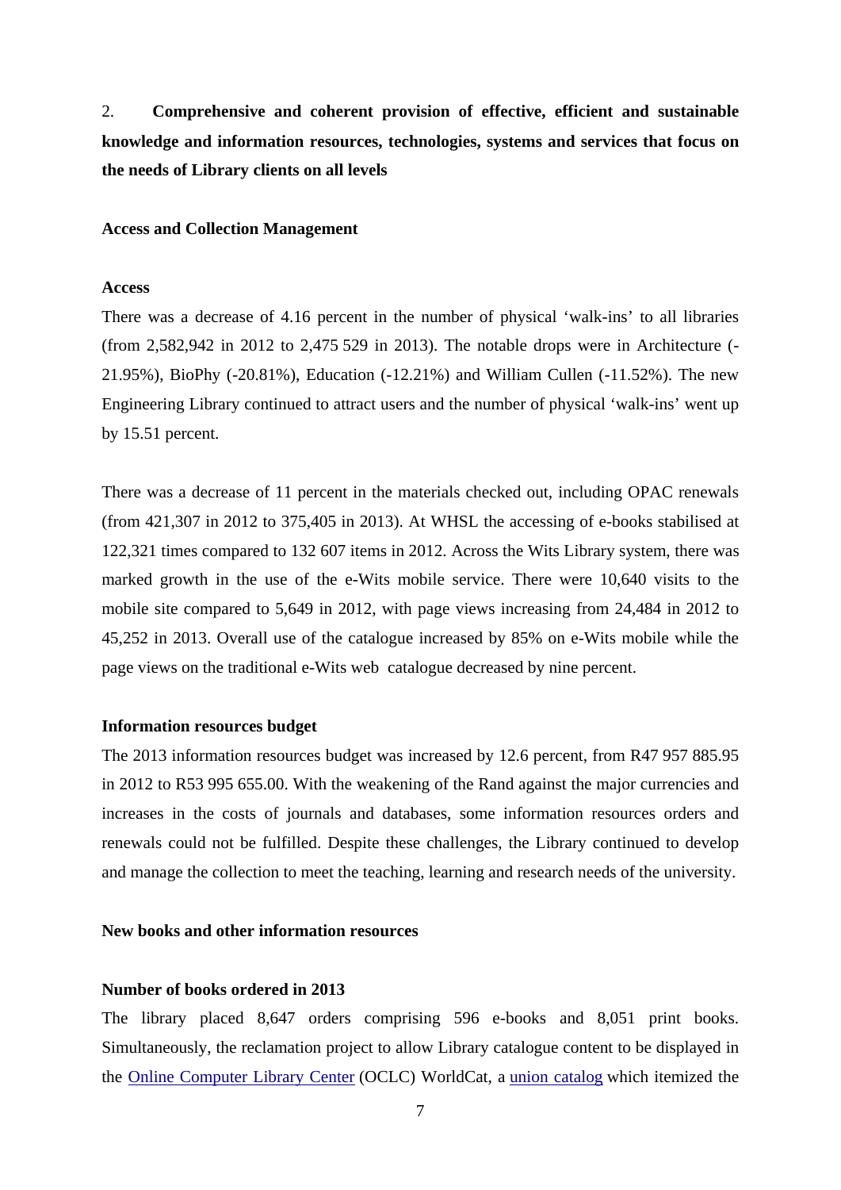## 2. Comprehensive and coherent provision of effective, efficient and sustainable knowledge and information resources, technologies, systems and services that focus on the needs of Library clients on all levels

### Access and Collection Management

#### Access

There was a decrease of 4.16 percent in the number of physical 'walk-ins' to all libraries (from 2,582,942 in 2012 to 2,475 529 in 2013). The notable drops were in Architecture (-21.95%), BioPhy (-20.81%), Education (-12.21%) and William Cullen (-11.52%). The new Engineering Library continued to attract users and the number of physical 'walk-ins' went up by 15.51 percent.

There was a decrease of 11 percent in the materials checked out, including OPAC renewals (from 421,307 in 2012 to 375,405 in 2013). At WHSL the accessing of e-books stabilised at 122,321 times compared to 132 607 items in 2012. Across the Wits Library system, there was marked growth in the use of the e-Wits mobile service. There were 10,640 visits to the mobile site compared to 5,649 in 2012, with page views increasing from 24,484 in 2012 to 45,252 in 2013. Overall use of the catalogue increased by 85% on e-Wits mobile while the page views on the traditional e-Wits web catalogue decreased by nine percent.

#### Information resources budget

The 2013 information resources budget was increased by 12.6 percent, from R47 957 885.95 in 2012 to R53 995 655.00. With the weakening of the Rand against the major currencies and increases in the costs of journals and databases, some information resources orders and renewals could not be fulfilled. Despite these challenges, the Library continued to develop and manage the collection to meet the teaching, learning and research needs of the university.

### New books and other information resources

#### Number of books ordered in 2013

The library placed 8,647 orders comprising 596 e-books and 8,051 print books. Simultaneously, the reclamation project to allow Library catalogue content to be displayed in the Online Computer Library Center (OCLC) WorldCat, a union catalog which itemized the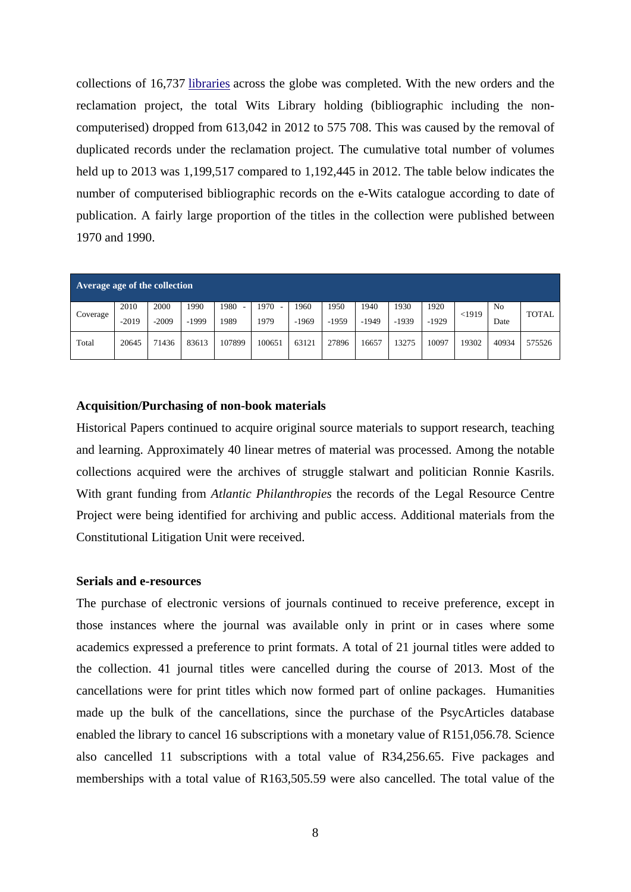collections of 16,737 libraries across the globe was completed. With the new orders and the reclamation project, the total Wits Library holding (bibliographic including the non-computerised) dropped from 613,042 in 2012 to 575 708. This was caused by the removal of duplicated records under the reclamation project. The cumulative total number of volumes held up to 2013 was 1,199,517 compared to 1,192,445 in 2012. The table below indicates the number of computerised bibliographic records on the e-Wits catalogue according to date of publication. A fairly large proportion of the titles in the collection were published between 1970 and 1990.

| **Average age of the collection** | | | | | | | | | | | | | |
|---|---|---|---|---|---|---|---|---|---|---|---|---|---|
| Coverage | 2010 -2019 | 2000 -2009 | 1990 -1999 | 1980 - 1989 | 1970 - 1979 | 1960 -1969 | 1950 -1959 | 1940 -1949 | 1930 -1939 | 1920 -1929 | <1919 | No Date | TOTAL |
| Total | 20645 | 71436 | 83613 | 107899 | 100651 | 63121 | 27896 | 16657 | 13275 | 10097 | 19302 | 40934 | 575526 |

### Acquisition/Purchasing of non-book materials

Historical Papers continued to acquire original source materials to support research, teaching and learning. Approximately 40 linear metres of material was processed. Among the notable collections acquired were the archives of struggle stalwart and politician Ronnie Kasrils. With grant funding from *Atlantic Philanthropies* the records of the Legal Resource Centre Project were being identified for archiving and public access. Additional materials from the Constitutional Litigation Unit were received.

### Serials and e-resources

The purchase of electronic versions of journals continued to receive preference, except in those instances where the journal was available only in print or in cases where some academics expressed a preference to print formats. A total of 21 journal titles were added to the collection. 41 journal titles were cancelled during the course of 2013. Most of the cancellations were for print titles which now formed part of online packages. Humanities made up the bulk of the cancellations, since the purchase of the PsycArticles database enabled the library to cancel 16 subscriptions with a monetary value of R151,056.78. Science also cancelled 11 subscriptions with a total value of R34,256.65. Five packages and memberships with a total value of R163,505.59 were also cancelled. The total value of the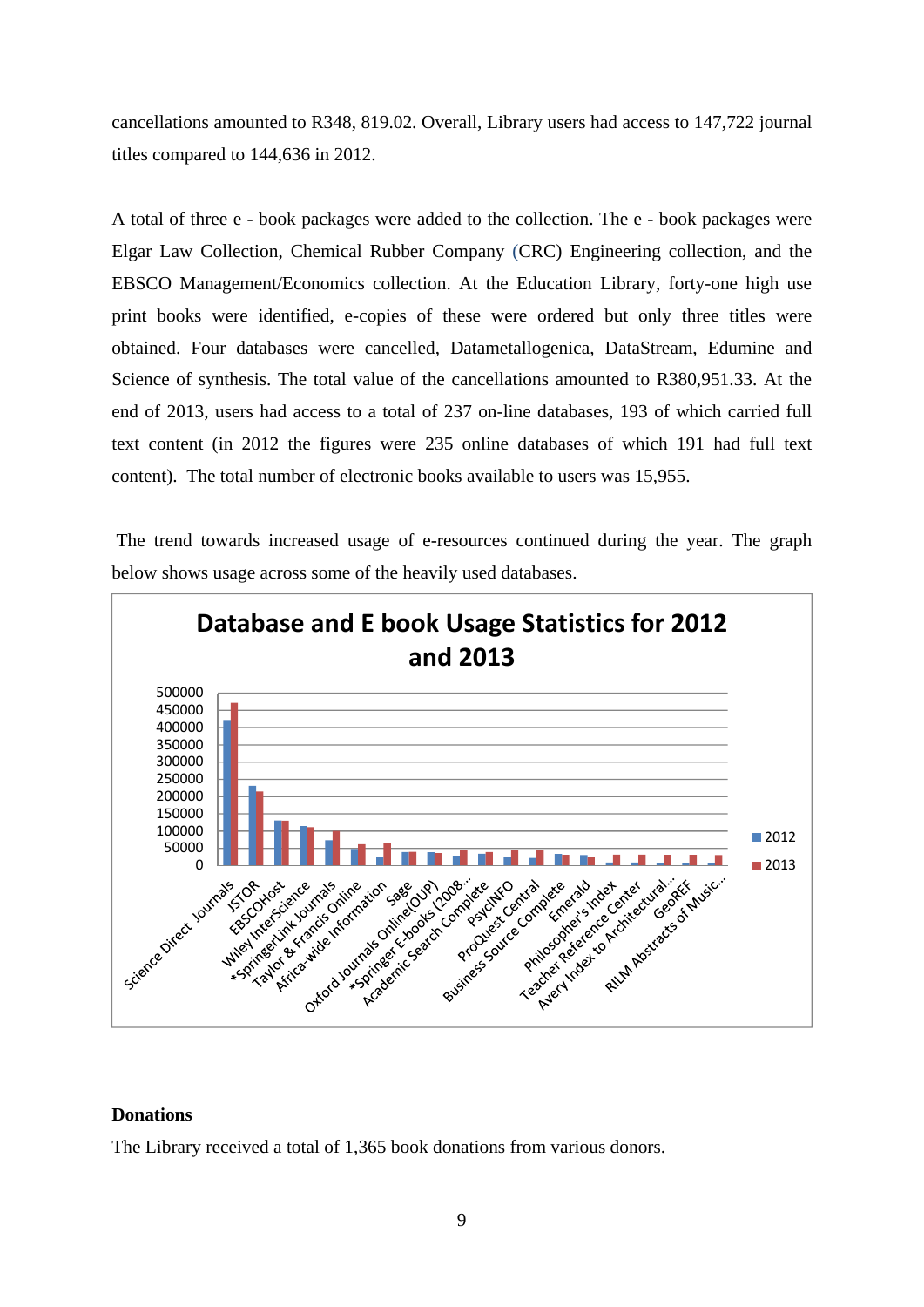cancellations amounted to R348, 819.02. Overall, Library users had access to 147,722 journal titles compared to 144,636 in 2012.

A total of three e - book packages were added to the collection. The e - book packages were Elgar Law Collection, Chemical Rubber Company (CRC) Engineering collection, and the EBSCO Management/Economics collection. At the Education Library, forty-one high use print books were identified, e-copies of these were ordered but only three titles were obtained. Four databases were cancelled, Datametallogenica, DataStream, Edumine and Science of synthesis. The total value of the cancellations amounted to R380,951.33. At the end of 2013, users had access to a total of 237 on-line databases, 193 of which carried full text content (in 2012 the figures were 235 online databases of which 191 had full text content). The total number of electronic books available to users was 15,955.

The trend towards increased usage of e-resources continued during the year. The graph below shows usage across some of the heavily used databases.

**Database and E book Usage Statistics for 2012 and 2013**

## Donations

The Library received a total of 1,365 book donations from various donors.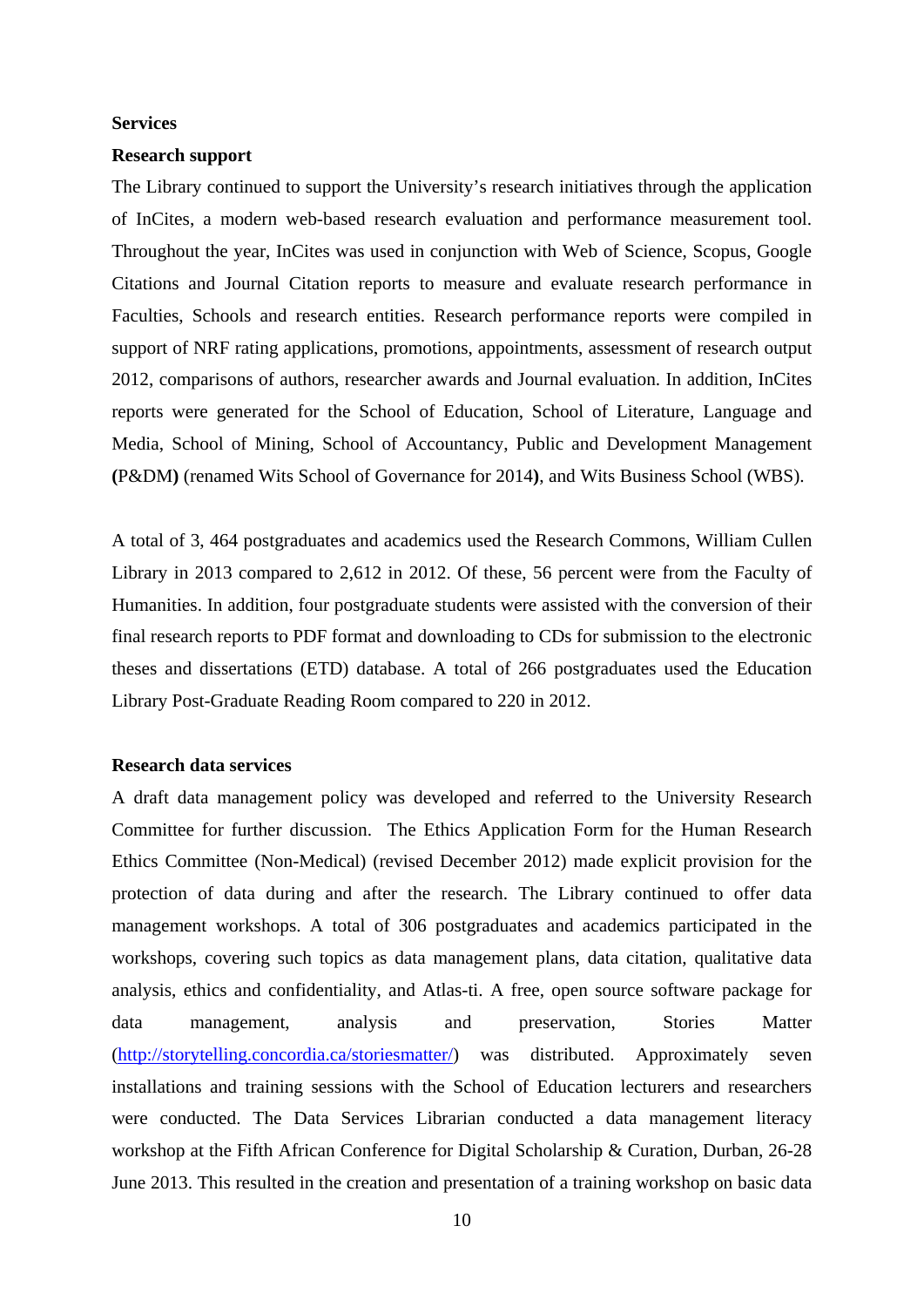**Services**

**Research support**

The Library continued to support the University's research initiatives through the application of InCites, a modern web-based research evaluation and performance measurement tool. Throughout the year, InCites was used in conjunction with Web of Science, Scopus, Google Citations and Journal Citation reports to measure and evaluate research performance in Faculties, Schools and research entities. Research performance reports were compiled in support of NRF rating applications, promotions, appointments, assessment of research output 2012, comparisons of authors, researcher awards and Journal evaluation. In addition, InCites reports were generated for the School of Education, School of Literature, Language and Media, School of Mining, School of Accountancy, Public and Development Management **(**P&DM**)** (renamed Wits School of Governance for 2014**)**, and Wits Business School (WBS).

A total of 3, 464 postgraduates and academics used the Research Commons, William Cullen Library in 2013 compared to 2,612 in 2012. Of these, 56 percent were from the Faculty of Humanities. In addition, four postgraduate students were assisted with the conversion of their final research reports to PDF format and downloading to CDs for submission to the electronic theses and dissertations (ETD) database. A total of 266 postgraduates used the Education Library Post-Graduate Reading Room compared to 220 in 2012.

**Research data services**

A draft data management policy was developed and referred to the University Research Committee for further discussion. The Ethics Application Form for the Human Research Ethics Committee (Non-Medical) (revised December 2012) made explicit provision for the protection of data during and after the research. The Library continued to offer data management workshops. A total of 306 postgraduates and academics participated in the workshops, covering such topics as data management plans, data citation, qualitative data analysis, ethics and confidentiality, and Atlas-ti. A free, open source software package for data management, analysis and preservation, Stories Matter (http://storytelling.concordia.ca/storiesmatter/) was distributed. Approximately seven installations and training sessions with the School of Education lecturers and researchers were conducted. The Data Services Librarian conducted a data management literacy workshop at the Fifth African Conference for Digital Scholarship & Curation, Durban, 26-28 June 2013. This resulted in the creation and presentation of a training workshop on basic data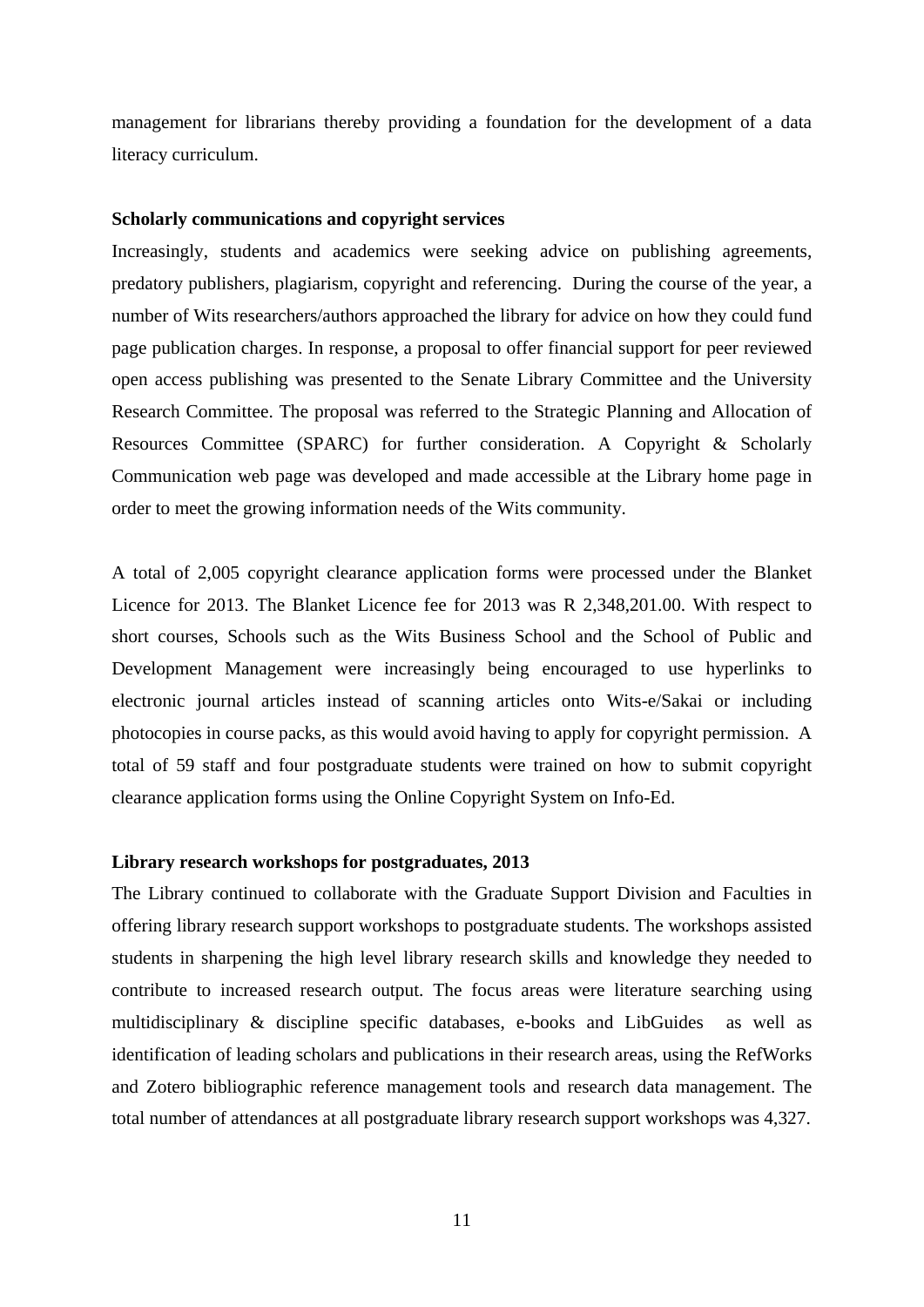management for librarians thereby providing a foundation for the development of a data literacy curriculum.

**Scholarly communications and copyright services**

Increasingly, students and academics were seeking advice on publishing agreements, predatory publishers, plagiarism, copyright and referencing. During the course of the year, a number of Wits researchers/authors approached the library for advice on how they could fund page publication charges. In response, a proposal to offer financial support for peer reviewed open access publishing was presented to the Senate Library Committee and the University Research Committee. The proposal was referred to the Strategic Planning and Allocation of Resources Committee (SPARC) for further consideration. A Copyright & Scholarly Communication web page was developed and made accessible at the Library home page in order to meet the growing information needs of the Wits community.

A total of 2,005 copyright clearance application forms were processed under the Blanket Licence for 2013. The Blanket Licence fee for 2013 was R 2,348,201.00. With respect to short courses, Schools such as the Wits Business School and the School of Public and Development Management were increasingly being encouraged to use hyperlinks to electronic journal articles instead of scanning articles onto Wits-e/Sakai or including photocopies in course packs, as this would avoid having to apply for copyright permission. A total of 59 staff and four postgraduate students were trained on how to submit copyright clearance application forms using the Online Copyright System on Info-Ed.

**Library research workshops for postgraduates, 2013**

The Library continued to collaborate with the Graduate Support Division and Faculties in offering library research support workshops to postgraduate students. The workshops assisted students in sharpening the high level library research skills and knowledge they needed to contribute to increased research output. The focus areas were literature searching using multidisciplinary & discipline specific databases, e-books and LibGuides as well as identification of leading scholars and publications in their research areas, using the RefWorks and Zotero bibliographic reference management tools and research data management. The total number of attendances at all postgraduate library research support workshops was 4,327.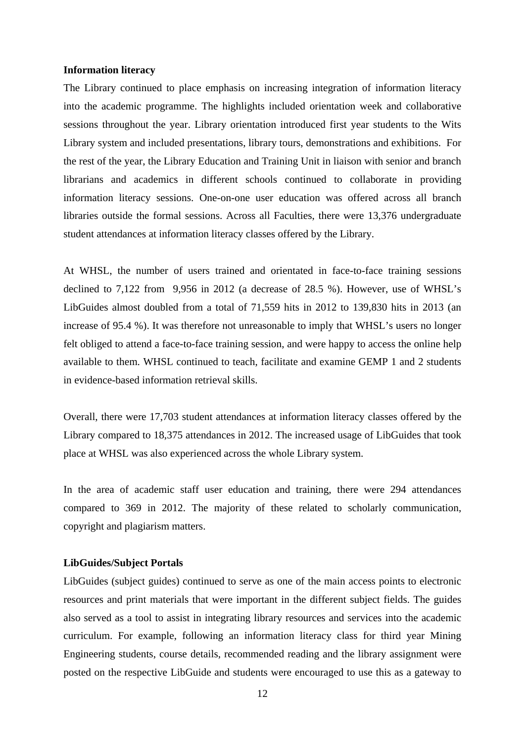**Information literacy**

The Library continued to place emphasis on increasing integration of information literacy into the academic programme. The highlights included orientation week and collaborative sessions throughout the year. Library orientation introduced first year students to the Wits Library system and included presentations, library tours, demonstrations and exhibitions. For the rest of the year, the Library Education and Training Unit in liaison with senior and branch librarians and academics in different schools continued to collaborate in providing information literacy sessions. One-on-one user education was offered across all branch libraries outside the formal sessions. Across all Faculties, there were 13,376 undergraduate student attendances at information literacy classes offered by the Library.

At WHSL, the number of users trained and orientated in face-to-face training sessions declined to 7,122 from 9,956 in 2012 (a decrease of 28.5 %). However, use of WHSL's LibGuides almost doubled from a total of 71,559 hits in 2012 to 139,830 hits in 2013 (an increase of 95.4 %). It was therefore not unreasonable to imply that WHSL's users no longer felt obliged to attend a face-to-face training session, and were happy to access the online help available to them. WHSL continued to teach, facilitate and examine GEMP 1 and 2 students in evidence-based information retrieval skills.

Overall, there were 17,703 student attendances at information literacy classes offered by the Library compared to 18,375 attendances in 2012. The increased usage of LibGuides that took place at WHSL was also experienced across the whole Library system.

In the area of academic staff user education and training, there were 294 attendances compared to 369 in 2012. The majority of these related to scholarly communication, copyright and plagiarism matters.

**LibGuides/Subject Portals**

LibGuides (subject guides) continued to serve as one of the main access points to electronic resources and print materials that were important in the different subject fields. The guides also served as a tool to assist in integrating library resources and services into the academic curriculum. For example, following an information literacy class for third year Mining Engineering students, course details, recommended reading and the library assignment were posted on the respective LibGuide and students were encouraged to use this as a gateway to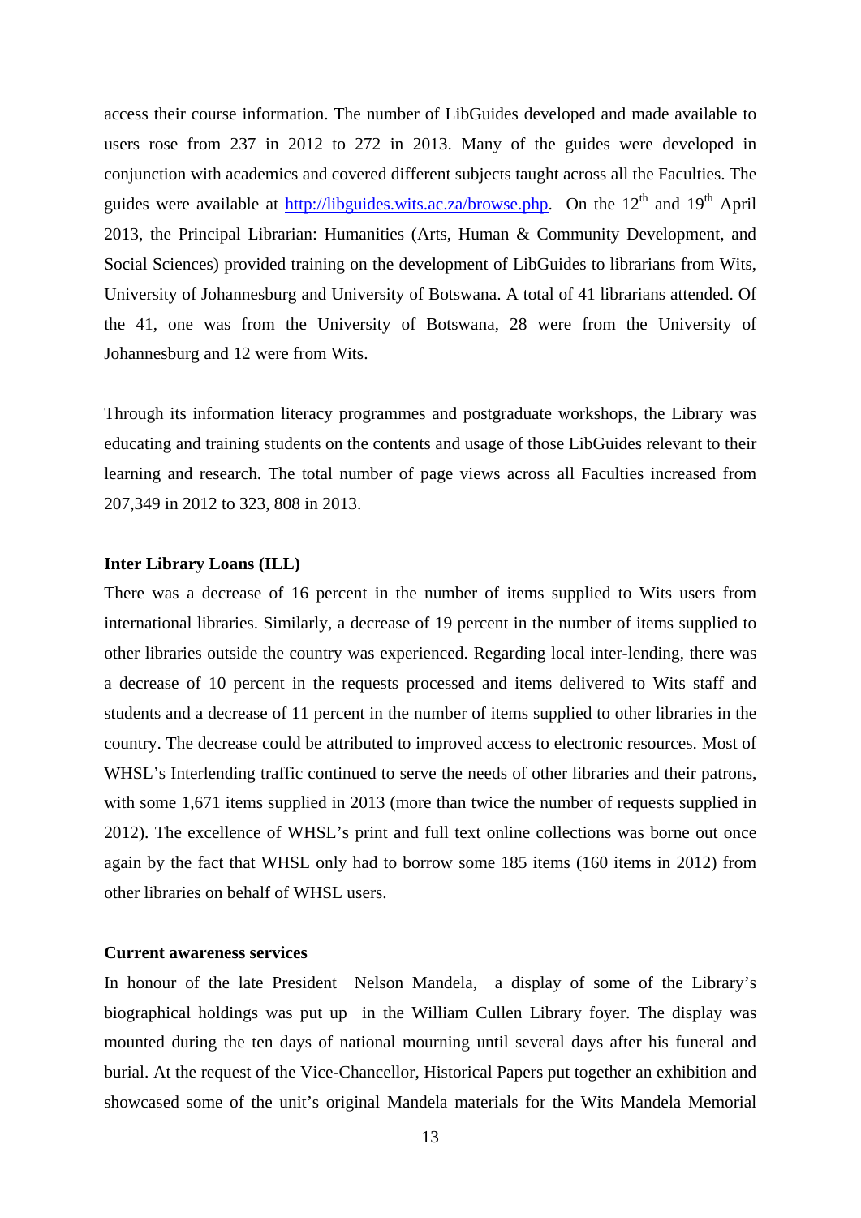access their course information. The number of LibGuides developed and made available to users rose from 237 in 2012 to 272 in 2013. Many of the guides were developed in conjunction with academics and covered different subjects taught across all the Faculties. The guides were available at http://libguides.wits.ac.za/browse.php. On the 12th and 19th April 2013, the Principal Librarian: Humanities (Arts, Human & Community Development, and Social Sciences) provided training on the development of LibGuides to librarians from Wits, University of Johannesburg and University of Botswana. A total of 41 librarians attended. Of the 41, one was from the University of Botswana, 28 were from the University of Johannesburg and 12 were from Wits.

Through its information literacy programmes and postgraduate workshops, the Library was educating and training students on the contents and usage of those LibGuides relevant to their learning and research. The total number of page views across all Faculties increased from 207,349 in 2012 to 323, 808 in 2013.

**Inter Library Loans (ILL)**

There was a decrease of 16 percent in the number of items supplied to Wits users from international libraries. Similarly, a decrease of 19 percent in the number of items supplied to other libraries outside the country was experienced. Regarding local inter-lending, there was a decrease of 10 percent in the requests processed and items delivered to Wits staff and students and a decrease of 11 percent in the number of items supplied to other libraries in the country. The decrease could be attributed to improved access to electronic resources. Most of WHSL's Interlending traffic continued to serve the needs of other libraries and their patrons, with some 1,671 items supplied in 2013 (more than twice the number of requests supplied in 2012). The excellence of WHSL's print and full text online collections was borne out once again by the fact that WHSL only had to borrow some 185 items (160 items in 2012) from other libraries on behalf of WHSL users.

**Current awareness services**

In honour of the late President Nelson Mandela, a display of some of the Library's biographical holdings was put up in the William Cullen Library foyer. The display was mounted during the ten days of national mourning until several days after his funeral and burial. At the request of the Vice-Chancellor, Historical Papers put together an exhibition and showcased some of the unit's original Mandela materials for the Wits Mandela Memorial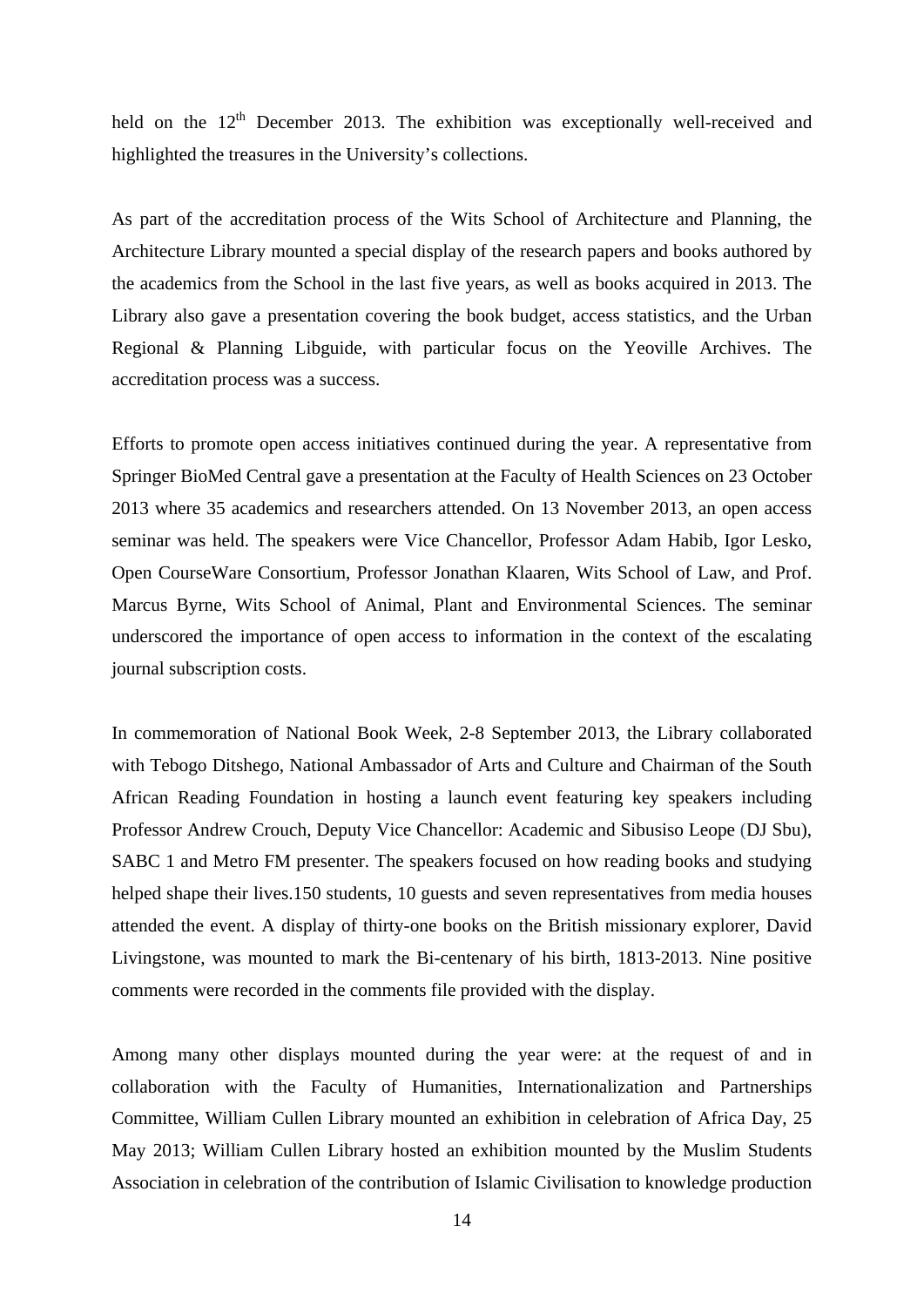held on the 12th December 2013. The exhibition was exceptionally well-received and highlighted the treasures in the University's collections.

As part of the accreditation process of the Wits School of Architecture and Planning, the Architecture Library mounted a special display of the research papers and books authored by the academics from the School in the last five years, as well as books acquired in 2013. The Library also gave a presentation covering the book budget, access statistics, and the Urban Regional & Planning Libguide, with particular focus on the Yeoville Archives. The accreditation process was a success.

Efforts to promote open access initiatives continued during the year. A representative from Springer BioMed Central gave a presentation at the Faculty of Health Sciences on 23 October 2013 where 35 academics and researchers attended. On 13 November 2013, an open access seminar was held. The speakers were Vice Chancellor, Professor Adam Habib, Igor Lesko, Open CourseWare Consortium, Professor Jonathan Klaaren, Wits School of Law, and Prof. Marcus Byrne, Wits School of Animal, Plant and Environmental Sciences. The seminar underscored the importance of open access to information in the context of the escalating journal subscription costs.

In commemoration of National Book Week, 2-8 September 2013, the Library collaborated with Tebogo Ditshego, National Ambassador of Arts and Culture and Chairman of the South African Reading Foundation in hosting a launch event featuring key speakers including Professor Andrew Crouch, Deputy Vice Chancellor: Academic and Sibusiso Leope (DJ Sbu), SABC 1 and Metro FM presenter. The speakers focused on how reading books and studying helped shape their lives.150 students, 10 guests and seven representatives from media houses attended the event. A display of thirty-one books on the British missionary explorer, David Livingstone, was mounted to mark the Bi-centenary of his birth, 1813-2013. Nine positive comments were recorded in the comments file provided with the display.

Among many other displays mounted during the year were: at the request of and in collaboration with the Faculty of Humanities, Internationalization and Partnerships Committee, William Cullen Library mounted an exhibition in celebration of Africa Day, 25 May 2013; William Cullen Library hosted an exhibition mounted by the Muslim Students Association in celebration of the contribution of Islamic Civilisation to knowledge production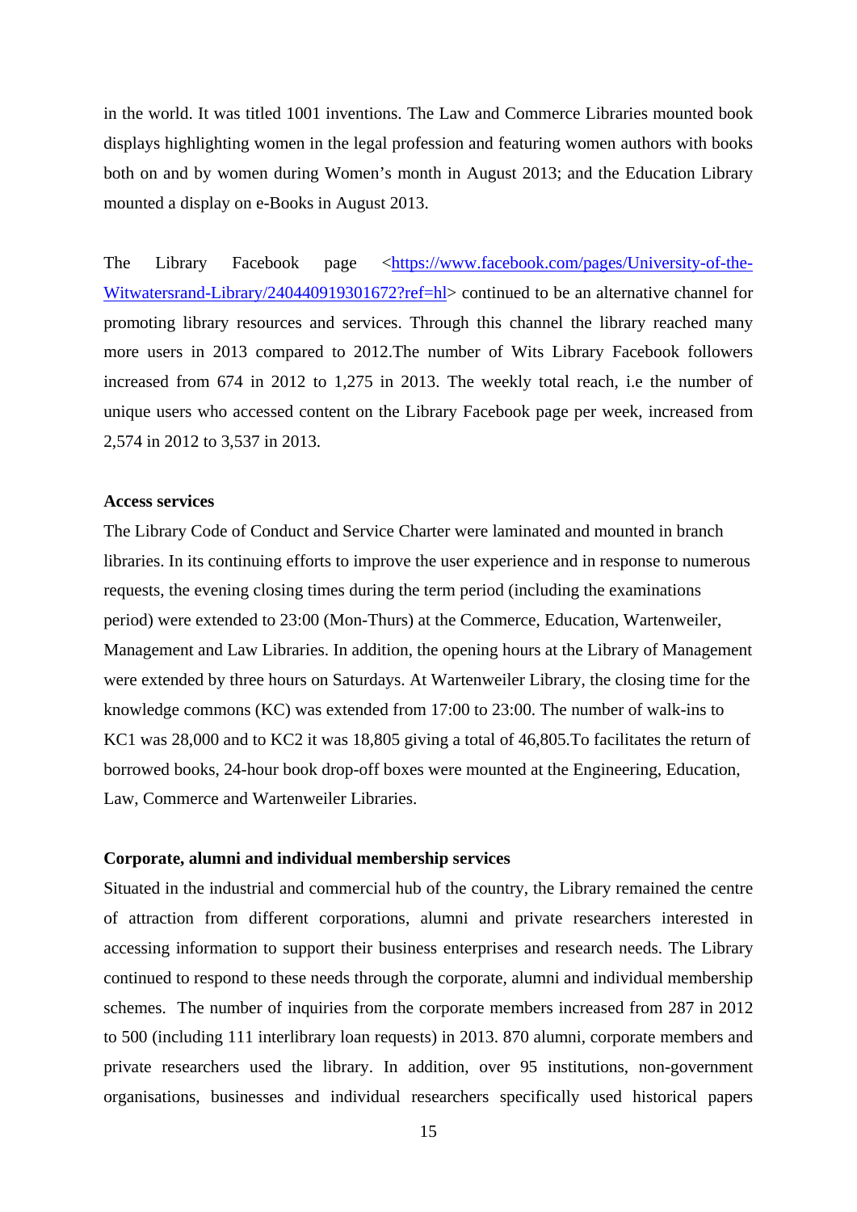in the world. It was titled 1001 inventions. The Law and Commerce Libraries mounted book displays highlighting women in the legal profession and featuring women authors with books both on and by women during Women's month in August 2013; and the Education Library mounted a display on e-Books in August 2013.

The Library Facebook page <https://www.facebook.com/pages/University-of-the-Witwatersrand-Library/240440919301672?ref=hl> continued to be an alternative channel for promoting library resources and services. Through this channel the library reached many more users in 2013 compared to 2012.The number of Wits Library Facebook followers increased from 674 in 2012 to 1,275 in 2013. The weekly total reach, i.e the number of unique users who accessed content on the Library Facebook page per week, increased from 2,574 in 2012 to 3,537 in 2013.

**Access services**

The Library Code of Conduct and Service Charter were laminated and mounted in branch libraries. In its continuing efforts to improve the user experience and in response to numerous requests, the evening closing times during the term period (including the examinations period) were extended to 23:00 (Mon-Thurs) at the Commerce, Education, Wartenweiler, Management and Law Libraries. In addition, the opening hours at the Library of Management were extended by three hours on Saturdays. At Wartenweiler Library, the closing time for the knowledge commons (KC) was extended from 17:00 to 23:00. The number of walk-ins to KC1 was 28,000 and to KC2 it was 18,805 giving a total of 46,805.To facilitates the return of borrowed books, 24-hour book drop-off boxes were mounted at the Engineering, Education, Law, Commerce and Wartenweiler Libraries.

**Corporate, alumni and individual membership services**

Situated in the industrial and commercial hub of the country, the Library remained the centre of attraction from different corporations, alumni and private researchers interested in accessing information to support their business enterprises and research needs. The Library continued to respond to these needs through the corporate, alumni and individual membership schemes. The number of inquiries from the corporate members increased from 287 in 2012 to 500 (including 111 interlibrary loan requests) in 2013. 870 alumni, corporate members and private researchers used the library. In addition, over 95 institutions, non-government organisations, businesses and individual researchers specifically used historical papers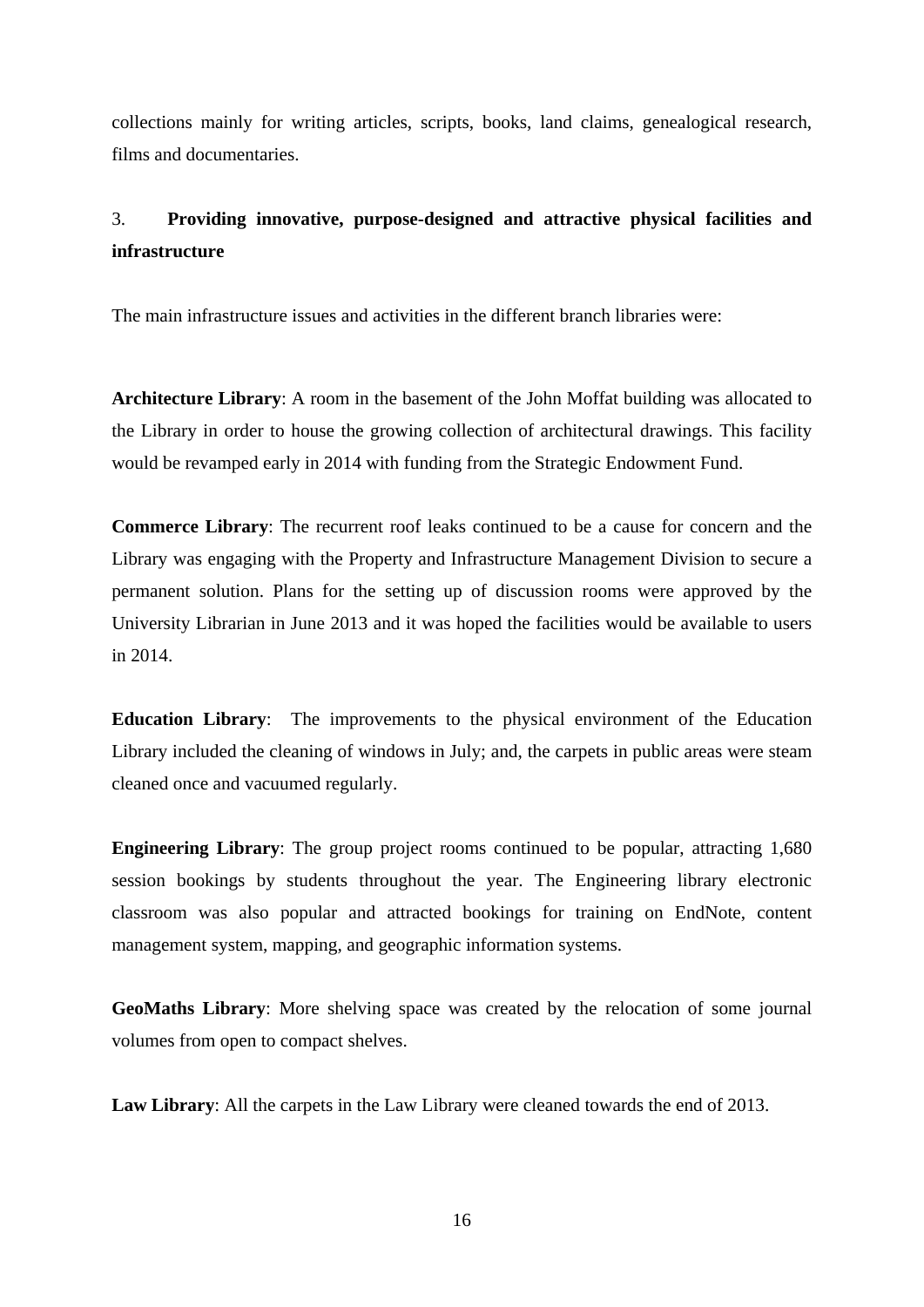collections mainly for writing articles, scripts, books, land claims, genealogical research, films and documentaries.

### 3. **Providing innovative, purpose-designed and attractive physical facilities and infrastructure**

The main infrastructure issues and activities in the different branch libraries were:

**Architecture Library**: A room in the basement of the John Moffat building was allocated to the Library in order to house the growing collection of architectural drawings. This facility would be revamped early in 2014 with funding from the Strategic Endowment Fund.

**Commerce Library**: The recurrent roof leaks continued to be a cause for concern and the Library was engaging with the Property and Infrastructure Management Division to secure a permanent solution. Plans for the setting up of discussion rooms were approved by the University Librarian in June 2013 and it was hoped the facilities would be available to users in 2014.

**Education Library**: The improvements to the physical environment of the Education Library included the cleaning of windows in July; and, the carpets in public areas were steam cleaned once and vacuumed regularly.

**Engineering Library**: The group project rooms continued to be popular, attracting 1,680 session bookings by students throughout the year. The Engineering library electronic classroom was also popular and attracted bookings for training on EndNote, content management system, mapping, and geographic information systems.

**GeoMaths Library**: More shelving space was created by the relocation of some journal volumes from open to compact shelves.

**Law Library**: All the carpets in the Law Library were cleaned towards the end of 2013.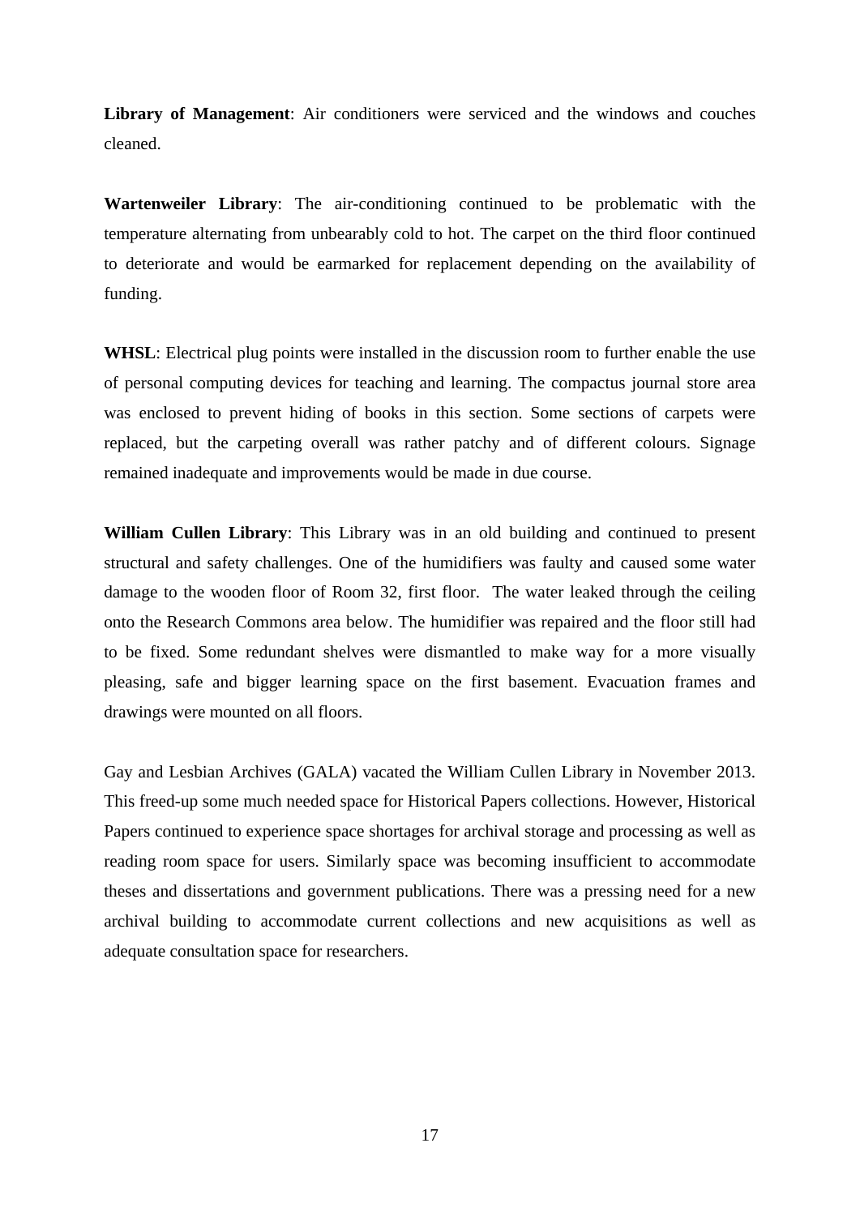**Library of Management**: Air conditioners were serviced and the windows and couches cleaned.

**Wartenweiler Library**: The air-conditioning continued to be problematic with the temperature alternating from unbearably cold to hot. The carpet on the third floor continued to deteriorate and would be earmarked for replacement depending on the availability of funding.

**WHSL**: Electrical plug points were installed in the discussion room to further enable the use of personal computing devices for teaching and learning. The compactus journal store area was enclosed to prevent hiding of books in this section. Some sections of carpets were replaced, but the carpeting overall was rather patchy and of different colours. Signage remained inadequate and improvements would be made in due course.

**William Cullen Library**: This Library was in an old building and continued to present structural and safety challenges. One of the humidifiers was faulty and caused some water damage to the wooden floor of Room 32, first floor. The water leaked through the ceiling onto the Research Commons area below. The humidifier was repaired and the floor still had to be fixed. Some redundant shelves were dismantled to make way for a more visually pleasing, safe and bigger learning space on the first basement. Evacuation frames and drawings were mounted on all floors.

Gay and Lesbian Archives (GALA) vacated the William Cullen Library in November 2013. This freed-up some much needed space for Historical Papers collections. However, Historical Papers continued to experience space shortages for archival storage and processing as well as reading room space for users. Similarly space was becoming insufficient to accommodate theses and dissertations and government publications. There was a pressing need for a new archival building to accommodate current collections and new acquisitions as well as adequate consultation space for researchers.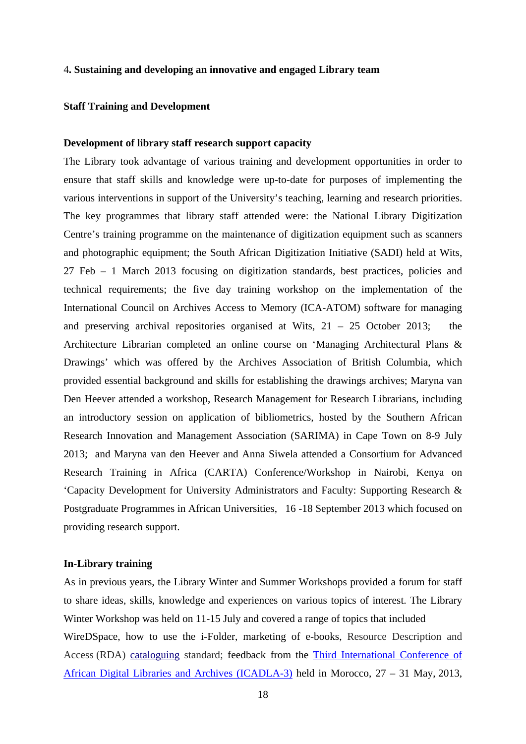## 4. Sustaining and developing an innovative and engaged Library team

### Staff Training and Development

### Development of library staff research support capacity

The Library took advantage of various training and development opportunities in order to ensure that staff skills and knowledge were up-to-date for purposes of implementing the various interventions in support of the University's teaching, learning and research priorities. The key programmes that library staff attended were: the National Library Digitization Centre's training programme on the maintenance of digitization equipment such as scanners and photographic equipment; the South African Digitization Initiative (SADI) held at Wits, 27 Feb – 1 March 2013 focusing on digitization standards, best practices, policies and technical requirements; the five day training workshop on the implementation of the International Council on Archives Access to Memory (ICA-ATOM) software for managing and preserving archival repositories organised at Wits, 21 – 25 October 2013; the Architecture Librarian completed an online course on 'Managing Architectural Plans & Drawings' which was offered by the Archives Association of British Columbia, which provided essential background and skills for establishing the drawings archives; Maryna van Den Heever attended a workshop, Research Management for Research Librarians, including an introductory session on application of bibliometrics, hosted by the Southern African Research Innovation and Management Association (SARIMA) in Cape Town on 8-9 July 2013; and Maryna van den Heever and Anna Siwela attended a Consortium for Advanced Research Training in Africa (CARTA) Conference/Workshop in Nairobi, Kenya on 'Capacity Development for University Administrators and Faculty: Supporting Research & Postgraduate Programmes in African Universities, 16 -18 September 2013 which focused on providing research support.

### In-Library training

As in previous years, the Library Winter and Summer Workshops provided a forum for staff to share ideas, skills, knowledge and experiences on various topics of interest. The Library Winter Workshop was held on 11-15 July and covered a range of topics that included WireDSpace, how to use the i-Folder, marketing of e-books, Resource Description and Access (RDA) cataloguing standard; feedback from the Third International Conference of African Digital Libraries and Archives (ICADLA-3) held in Morocco, 27 – 31 May, 2013,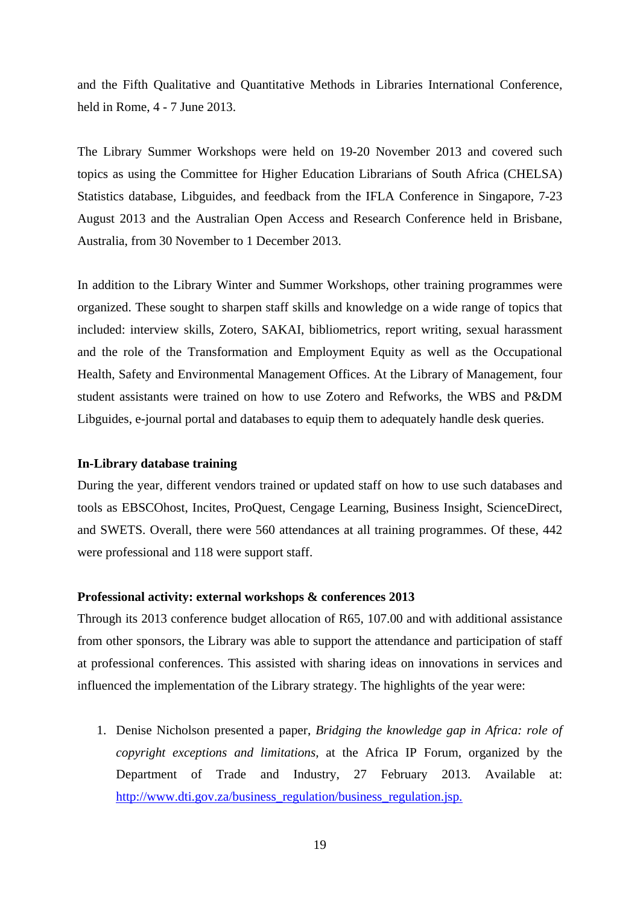and the Fifth Qualitative and Quantitative Methods in Libraries International Conference, held in Rome, 4 - 7 June 2013.

The Library Summer Workshops were held on 19-20 November 2013 and covered such topics as using the Committee for Higher Education Librarians of South Africa (CHELSA) Statistics database, Libguides, and feedback from the IFLA Conference in Singapore, 7-23 August 2013 and the Australian Open Access and Research Conference held in Brisbane, Australia, from 30 November to 1 December 2013.

In addition to the Library Winter and Summer Workshops, other training programmes were organized. These sought to sharpen staff skills and knowledge on a wide range of topics that included: interview skills, Zotero, SAKAI, bibliometrics, report writing, sexual harassment and the role of the Transformation and Employment Equity as well as the Occupational Health, Safety and Environmental Management Offices. At the Library of Management, four student assistants were trained on how to use Zotero and Refworks, the WBS and P&DM Libguides, e-journal portal and databases to equip them to adequately handle desk queries.

**In-Library database training**

During the year, different vendors trained or updated staff on how to use such databases and tools as EBSCOhost, Incites, ProQuest, Cengage Learning, Business Insight, ScienceDirect, and SWETS. Overall, there were 560 attendances at all training programmes. Of these, 442 were professional and 118 were support staff.

**Professional activity: external workshops & conferences 2013**

Through its 2013 conference budget allocation of R65, 107.00 and with additional assistance from other sponsors, the Library was able to support the attendance and participation of staff at professional conferences. This assisted with sharing ideas on innovations in services and influenced the implementation of the Library strategy. The highlights of the year were:

1. Denise Nicholson presented a paper, *Bridging the knowledge gap in Africa: role of copyright exceptions and limitations*, at the Africa IP Forum, organized by the Department of Trade and Industry, 27 February 2013. Available at: http://www.dti.gov.za/business_regulation/business_regulation.jsp.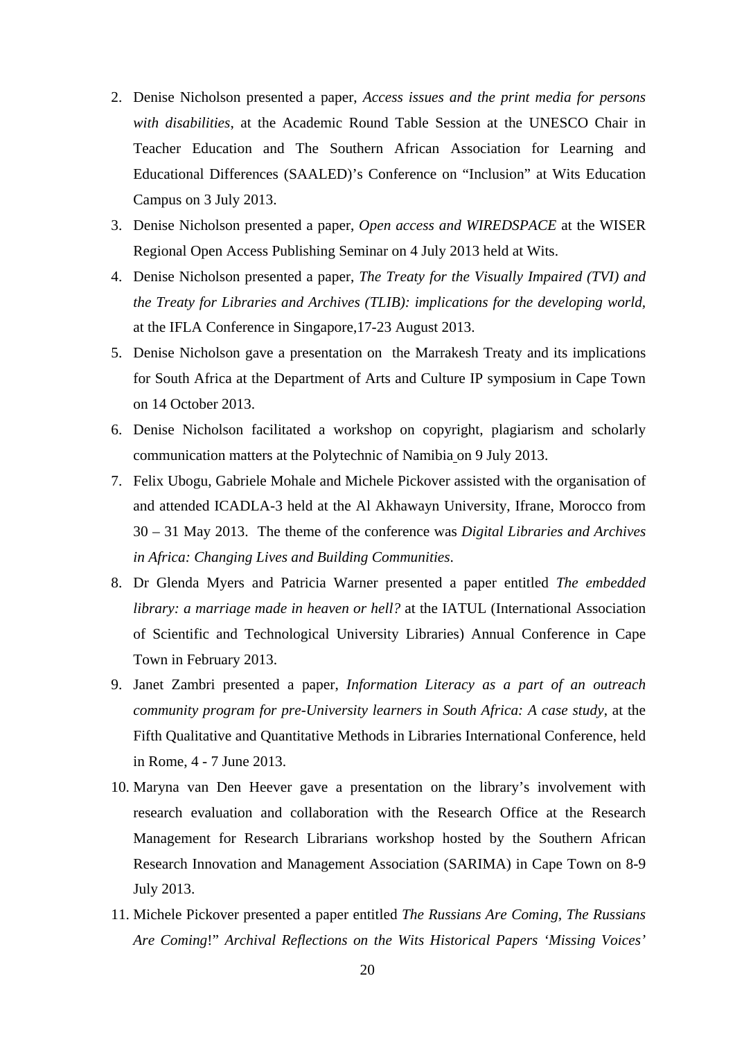2. Denise Nicholson presented a paper, *Access issues and the print media for persons with disabilities*, at the Academic Round Table Session at the UNESCO Chair in Teacher Education and The Southern African Association for Learning and Educational Differences (SAALED)'s Conference on "Inclusion" at Wits Education Campus on 3 July 2013.
3. Denise Nicholson presented a paper, *Open access and WIREDSPACE* at the WISER Regional Open Access Publishing Seminar on 4 July 2013 held at Wits.
4. Denise Nicholson presented a paper, *The Treaty for the Visually Impaired (TVI) and the Treaty for Libraries and Archives (TLIB): implications for the developing world*, at the IFLA Conference in Singapore,17-23 August 2013.
5. Denise Nicholson gave a presentation on the Marrakesh Treaty and its implications for South Africa at the Department of Arts and Culture IP symposium in Cape Town on 14 October 2013.
6. Denise Nicholson facilitated a workshop on copyright, plagiarism and scholarly communication matters at the Polytechnic of Namibia on 9 July 2013.
7. Felix Ubogu, Gabriele Mohale and Michele Pickover assisted with the organisation of and attended ICADLA-3 held at the Al Akhawayn University, Ifrane, Morocco from 30 – 31 May 2013. The theme of the conference was *Digital Libraries and Archives in Africa: Changing Lives and Building Communities*.
8. Dr Glenda Myers and Patricia Warner presented a paper entitled *The embedded library: a marriage made in heaven or hell?* at the IATUL (International Association of Scientific and Technological University Libraries) Annual Conference in Cape Town in February 2013.
9. Janet Zambri presented a paper, *Information Literacy as a part of an outreach community program for pre-University learners in South Africa: A case study*, at the Fifth Qualitative and Quantitative Methods in Libraries International Conference, held in Rome, 4 - 7 June 2013.
10. Maryna van Den Heever gave a presentation on the library's involvement with research evaluation and collaboration with the Research Office at the Research Management for Research Librarians workshop hosted by the Southern African Research Innovation and Management Association (SARIMA) in Cape Town on 8-9 July 2013.
11. Michele Pickover presented a paper entitled *The Russians Are Coming, The Russians Are Coming*!" *Archival Reflections on the Wits Historical Papers 'Missing Voices'*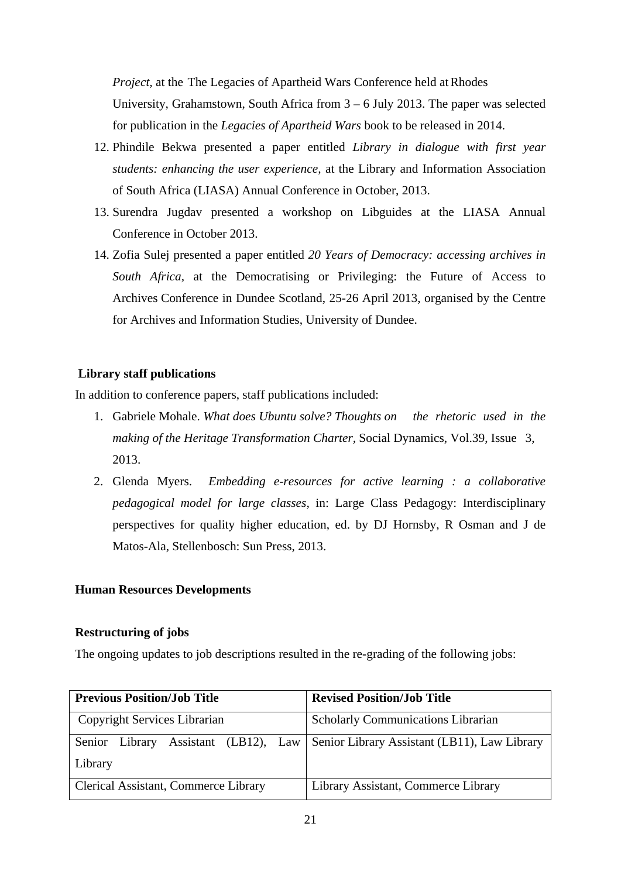*Project,* at the The Legacies of Apartheid Wars Conference held at Rhodes University, Grahamstown, South Africa from 3 – 6 July 2013. The paper was selected for publication in the *Legacies of Apartheid Wars* book to be released in 2014.

12. Phindile Bekwa presented a paper entitled *Library in dialogue with first year students: enhancing the user experience,* at the Library and Information Association of South Africa (LIASA) Annual Conference in October, 2013.
13. Surendra Jugdav presented a workshop on Libguides at the LIASA Annual Conference in October 2013.
14. Zofia Sulej presented a paper entitled *20 Years of Democracy: accessing archives in South Africa,* at the Democratising or Privileging: the Future of Access to Archives Conference in Dundee Scotland, 25-26 April 2013, organised by the Centre for Archives and Information Studies, University of Dundee.

**Library staff publications**

In addition to conference papers, staff publications included:

1. Gabriele Mohale. *What does Ubuntu solve? Thoughts on the rhetoric used in the making of the Heritage Transformation Charter,* Social Dynamics, Vol.39, Issue 3, 2013.
2. Glenda Myers. *Embedding e-resources for active learning : a collaborative pedagogical model for large classes,* in: Large Class Pedagogy: Interdisciplinary perspectives for quality higher education, ed. by DJ Hornsby, R Osman and J de Matos-Ala, Stellenbosch: Sun Press, 2013.

**Human Resources Developments**

**Restructuring of jobs**

The ongoing updates to job descriptions resulted in the re-grading of the following jobs:

| Previous Position/Job Title | Revised Position/Job Title |
|---|---|
| Copyright Services Librarian | Scholarly Communications Librarian |
| Senior Library Assistant (LB12), Law Library | Senior Library Assistant (LB11), Law Library |
| Clerical Assistant, Commerce Library | Library Assistant, Commerce Library |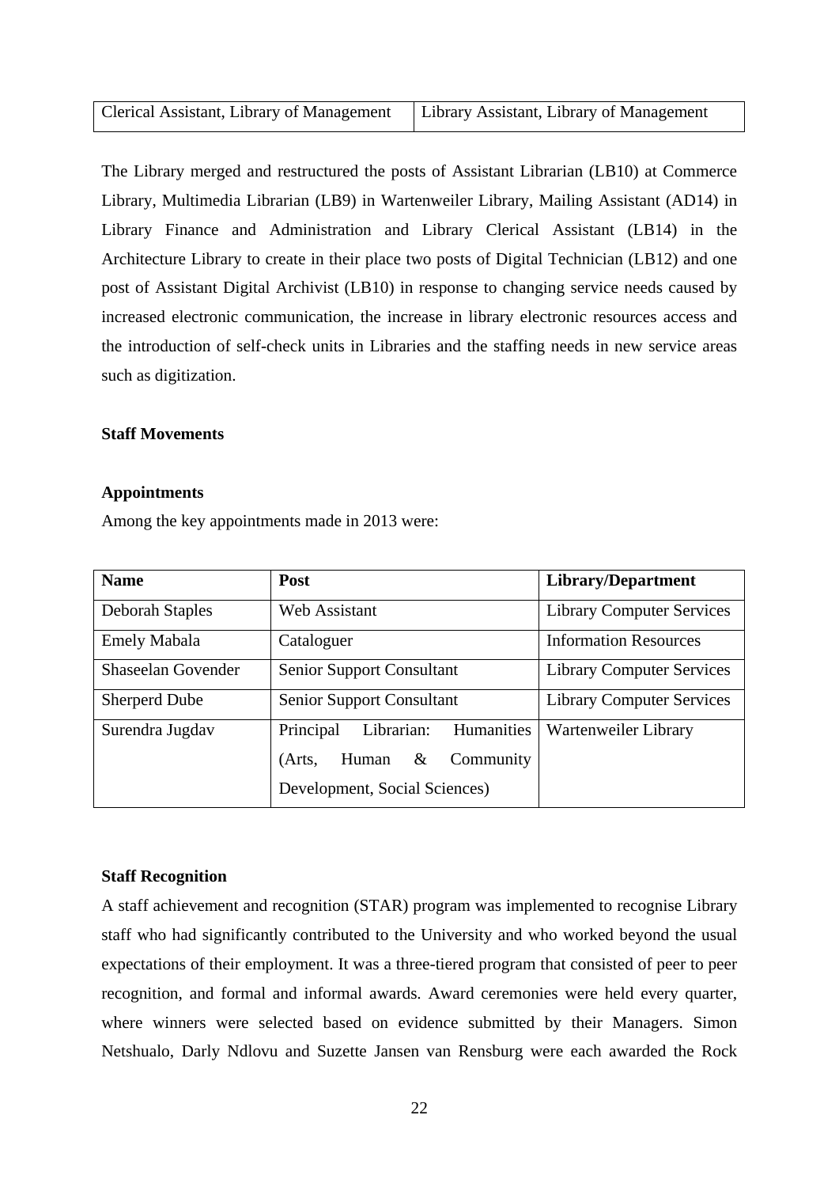| Clerical Assistant, Library of Management | Library Assistant, Library of Management |
|---|---|

The Library merged and restructured the posts of Assistant Librarian (LB10) at Commerce Library, Multimedia Librarian (LB9) in Wartenweiler Library, Mailing Assistant (AD14) in Library Finance and Administration and Library Clerical Assistant (LB14) in the Architecture Library to create in their place two posts of Digital Technician (LB12) and one post of Assistant Digital Archivist (LB10) in response to changing service needs caused by increased electronic communication, the increase in library electronic resources access and the introduction of self-check units in Libraries and the staffing needs in new service areas such as digitization.

**Staff Movements**

**Appointments**

Among the key appointments made in 2013 were:

| Name | Post | Library/Department |
|---|---|---|
| Deborah Staples | Web Assistant | Library Computer Services |
| Emely Mabala | Cataloguer | Information Resources |
| Shaseelan Govender | Senior Support Consultant | Library Computer Services |
| Sherperd Dube | Senior Support Consultant | Library Computer Services |
| Surendra Jugdav | Principal Librarian: Humanities (Arts, Human & Community Development, Social Sciences) | Wartenweiler Library |

**Staff Recognition**

A staff achievement and recognition (STAR) program was implemented to recognise Library staff who had significantly contributed to the University and who worked beyond the usual expectations of their employment. It was a three-tiered program that consisted of peer to peer recognition, and formal and informal awards. Award ceremonies were held every quarter, where winners were selected based on evidence submitted by their Managers. Simon Netshualo, Darly Ndlovu and Suzette Jansen van Rensburg were each awarded the Rock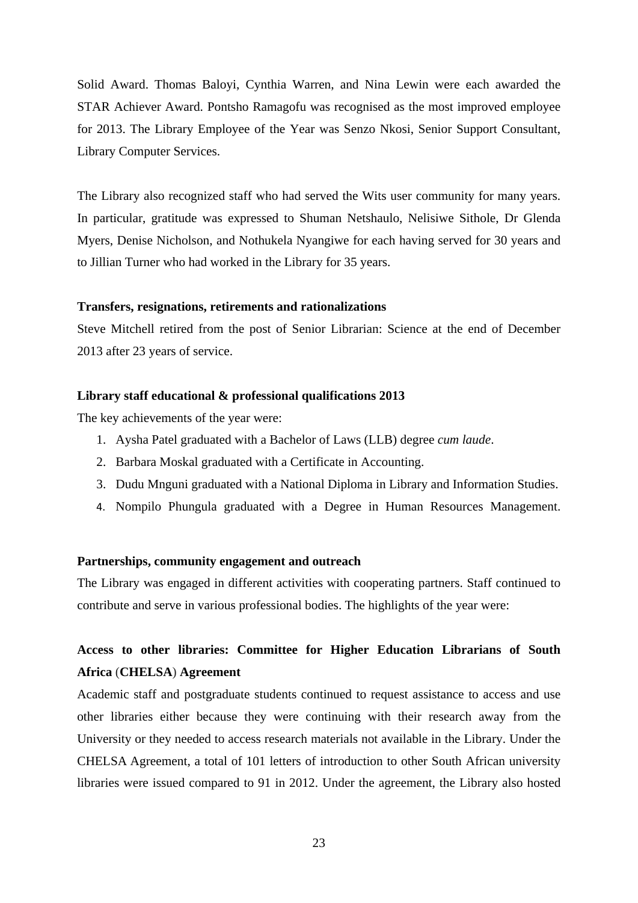Solid Award. Thomas Baloyi, Cynthia Warren, and Nina Lewin were each awarded the STAR Achiever Award. Pontsho Ramagofu was recognised as the most improved employee for 2013. The Library Employee of the Year was Senzo Nkosi, Senior Support Consultant, Library Computer Services.

The Library also recognized staff who had served the Wits user community for many years. In particular, gratitude was expressed to Shuman Netshaulo, Nelisiwe Sithole, Dr Glenda Myers, Denise Nicholson, and Nothukela Nyangiwe for each having served for 30 years and to Jillian Turner who had worked in the Library for 35 years.

**Transfers, resignations, retirements and rationalizations**

Steve Mitchell retired from the post of Senior Librarian: Science at the end of December 2013 after 23 years of service.

**Library staff educational & professional qualifications 2013**

The key achievements of the year were:

1. Aysha Patel graduated with a Bachelor of Laws (LLB) degree *cum laude*.
2. Barbara Moskal graduated with a Certificate in Accounting.
3. Dudu Mnguni graduated with a National Diploma in Library and Information Studies.
4. Nompilo Phungula graduated with a Degree in Human Resources Management.

**Partnerships, community engagement and outreach**

The Library was engaged in different activities with cooperating partners. Staff continued to contribute and serve in various professional bodies. The highlights of the year were:

**Access to other libraries: Committee for Higher Education Librarians of South Africa (CHELSA) Agreement**

Academic staff and postgraduate students continued to request assistance to access and use other libraries either because they were continuing with their research away from the University or they needed to access research materials not available in the Library. Under the CHELSA Agreement, a total of 101 letters of introduction to other South African university libraries were issued compared to 91 in 2012. Under the agreement, the Library also hosted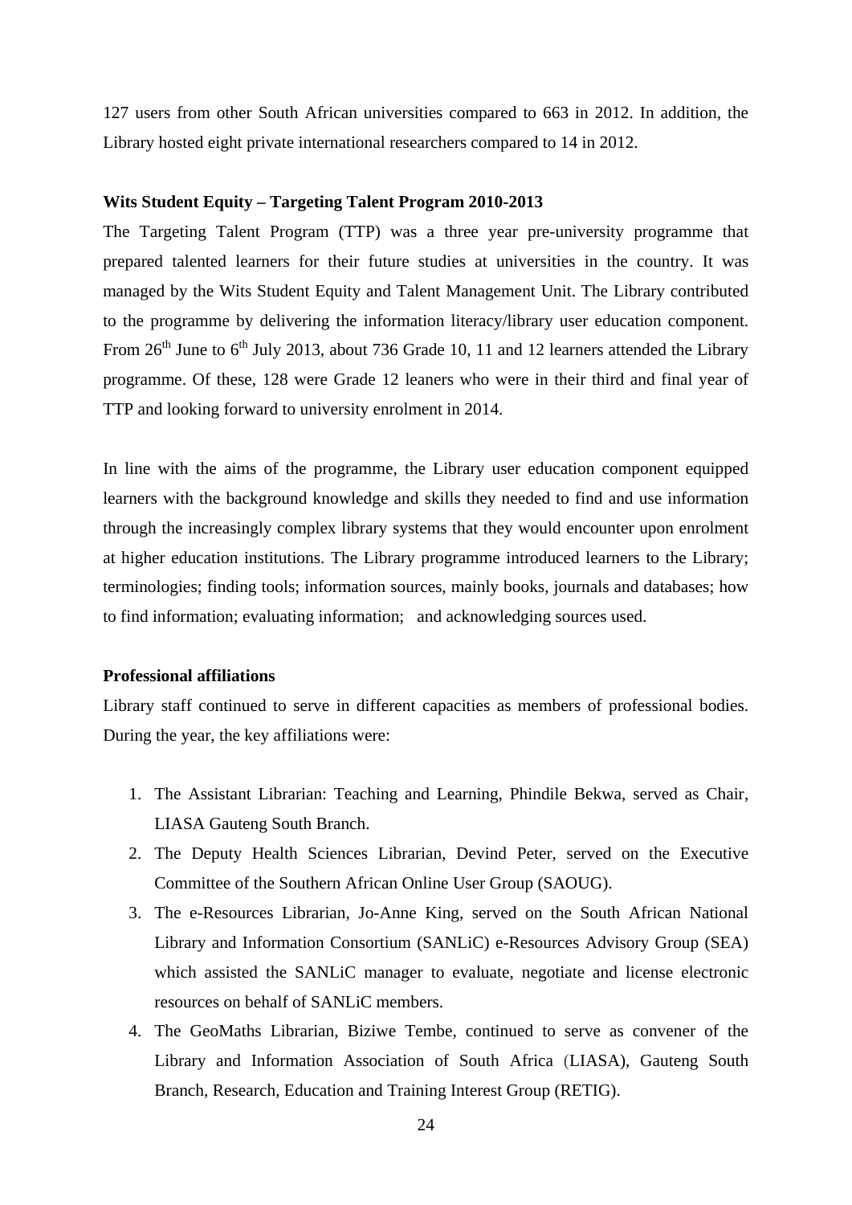127 users from other South African universities compared to 663 in 2012. In addition, the Library hosted eight private international researchers compared to 14 in 2012.

**Wits Student Equity – Targeting Talent Program 2010-2013**

The Targeting Talent Program (TTP) was a three year pre-university programme that prepared talented learners for their future studies at universities in the country. It was managed by the Wits Student Equity and Talent Management Unit. The Library contributed to the programme by delivering the information literacy/library user education component. From 26th June to 6th July 2013, about 736 Grade 10, 11 and 12 learners attended the Library programme. Of these, 128 were Grade 12 leaners who were in their third and final year of TTP and looking forward to university enrolment in 2014.

In line with the aims of the programme, the Library user education component equipped learners with the background knowledge and skills they needed to find and use information through the increasingly complex library systems that they would encounter upon enrolment at higher education institutions. The Library programme introduced learners to the Library; terminologies; finding tools; information sources, mainly books, journals and databases; how to find information; evaluating information; and acknowledging sources used.

**Professional affiliations**

Library staff continued to serve in different capacities as members of professional bodies. During the year, the key affiliations were:

1. The Assistant Librarian: Teaching and Learning, Phindile Bekwa, served as Chair, LIASA Gauteng South Branch.
2. The Deputy Health Sciences Librarian, Devind Peter, served on the Executive Committee of the Southern African Online User Group (SAOUG).
3. The e-Resources Librarian, Jo-Anne King, served on the South African National Library and Information Consortium (SANLiC) e-Resources Advisory Group (SEA) which assisted the SANLiC manager to evaluate, negotiate and license electronic resources on behalf of SANLiC members.
4. The GeoMaths Librarian, Biziwe Tembe, continued to serve as convener of the Library and Information Association of South Africa (LIASA), Gauteng South Branch, Research, Education and Training Interest Group (RETIG).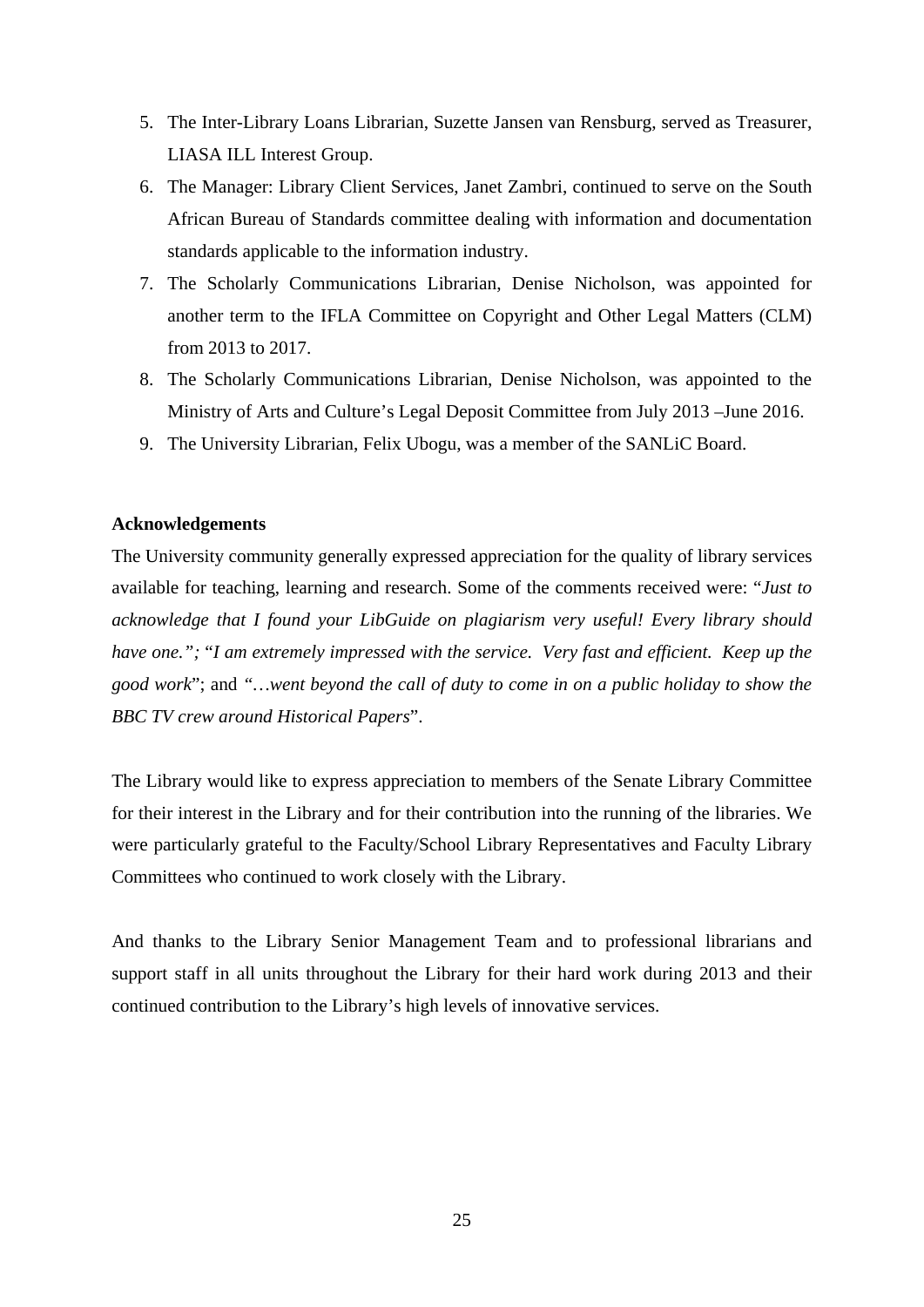5. The Inter-Library Loans Librarian, Suzette Jansen van Rensburg, served as Treasurer, LIASA ILL Interest Group.
6. The Manager: Library Client Services, Janet Zambri, continued to serve on the South African Bureau of Standards committee dealing with information and documentation standards applicable to the information industry.
7. The Scholarly Communications Librarian, Denise Nicholson, was appointed for another term to the IFLA Committee on Copyright and Other Legal Matters (CLM) from 2013 to 2017.
8. The Scholarly Communications Librarian, Denise Nicholson, was appointed to the Ministry of Arts and Culture's Legal Deposit Committee from July 2013 –June 2016.
9. The University Librarian, Felix Ubogu, was a member of the SANLiC Board.

**Acknowledgements**

The University community generally expressed appreciation for the quality of library services available for teaching, learning and research. Some of the comments received were: "*Just to acknowledge that I found your LibGuide on plagiarism very useful! Every library should have one.";* "*I am extremely impressed with the service. Very fast and efficient. Keep up the good work*"; and *"…went beyond the call of duty to come in on a public holiday to show the BBC TV crew around Historical Papers*".

The Library would like to express appreciation to members of the Senate Library Committee for their interest in the Library and for their contribution into the running of the libraries. We were particularly grateful to the Faculty/School Library Representatives and Faculty Library Committees who continued to work closely with the Library.

And thanks to the Library Senior Management Team and to professional librarians and support staff in all units throughout the Library for their hard work during 2013 and their continued contribution to the Library's high levels of innovative services.